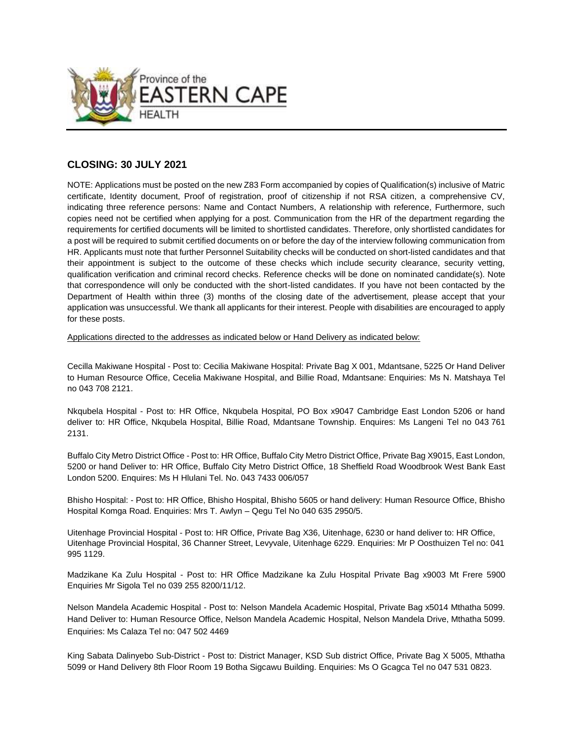Province of the
EASTERN CAPE
HEALTH

## CLOSING: 30 JULY 2021

NOTE: Applications must be posted on the new Z83 Form accompanied by copies of Qualification(s) inclusive of Matric certificate, Identity document, Proof of registration, proof of citizenship if not RSA citizen, a comprehensive CV, indicating three reference persons: Name and Contact Numbers, A relationship with reference, Furthermore, such copies need not be certified when applying for a post. Communication from the HR of the department regarding the requirements for certified documents will be limited to shortlisted candidates. Therefore, only shortlisted candidates for a post will be required to submit certified documents on or before the day of the interview following communication from HR. Applicants must note that further Personnel Suitability checks will be conducted on short-listed candidates and that their appointment is subject to the outcome of these checks which include security clearance, security vetting, qualification verification and criminal record checks. Reference checks will be done on nominated candidate(s). Note that correspondence will only be conducted with the short-listed candidates. If you have not been contacted by the Department of Health within three (3) months of the closing date of the advertisement, please accept that your application was unsuccessful. We thank all applicants for their interest. People with disabilities are encouraged to apply for these posts.

Applications directed to the addresses as indicated below or Hand Delivery as indicated below:

Cecilla Makiwane Hospital - Post to: Cecilia Makiwane Hospital: Private Bag X 001, Mdantsane, 5225 Or Hand Deliver to Human Resource Office, Cecelia Makiwane Hospital, and Billie Road, Mdantsane: Enquiries: Ms N. Matshaya Tel no 043 708 2121.

Nkqubela Hospital - Post to: HR Office, Nkqubela Hospital, PO Box x9047 Cambridge East London 5206 or hand deliver to: HR Office, Nkqubela Hospital, Billie Road, Mdantsane Township. Enquires: Ms Langeni Tel no 043 761 2131.

Buffalo City Metro District Office - Post to: HR Office, Buffalo City Metro District Office, Private Bag X9015, East London, 5200 or hand Deliver to: HR Office, Buffalo City Metro District Office, 18 Sheffield Road Woodbrook West Bank East London 5200. Enquires: Ms H Hlulani Tel. No. 043 7433 006/057

Bhisho Hospital: - Post to: HR Office, Bhisho Hospital, Bhisho 5605 or hand delivery: Human Resource Office, Bhisho Hospital Komga Road. Enquiries: Mrs T. Awlyn – Qegu Tel No 040 635 2950/5.

Uitenhage Provincial Hospital - Post to: HR Office, Private Bag X36, Uitenhage, 6230 or hand deliver to: HR Office, Uitenhage Provincial Hospital, 36 Channer Street, Levyvale, Uitenhage 6229. Enquiries: Mr P Oosthuizen Tel no: 041 995 1129.

Madzikane Ka Zulu Hospital - Post to: HR Office Madzikane ka Zulu Hospital Private Bag x9003 Mt Frere 5900 Enquiries Mr Sigola Tel no 039 255 8200/11/12.

Nelson Mandela Academic Hospital - Post to: Nelson Mandela Academic Hospital, Private Bag x5014 Mthatha 5099. Hand Deliver to: Human Resource Office, Nelson Mandela Academic Hospital, Nelson Mandela Drive, Mthatha 5099. Enquiries: Ms Calaza Tel no: 047 502 4469

King Sabata Dalinyebo Sub-District - Post to: District Manager, KSD Sub district Office, Private Bag X 5005, Mthatha 5099 or Hand Delivery 8th Floor Room 19 Botha Sigcawu Building. Enquiries: Ms O Gcagca Tel no 047 531 0823.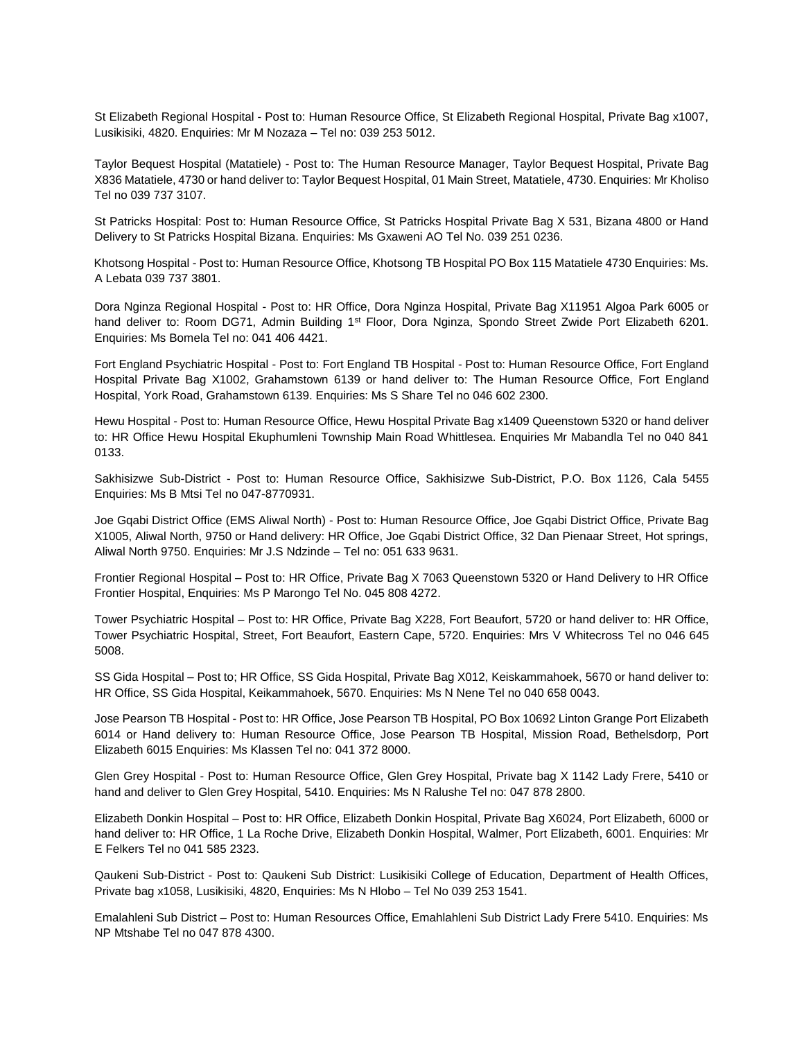St Elizabeth Regional Hospital - Post to: Human Resource Office, St Elizabeth Regional Hospital, Private Bag x1007, Lusikisiki, 4820. Enquiries: Mr M Nozaza – Tel no: 039 253 5012.

Taylor Bequest Hospital (Matatiele) - Post to: The Human Resource Manager, Taylor Bequest Hospital, Private Bag X836 Matatiele, 4730 or hand deliver to: Taylor Bequest Hospital, 01 Main Street, Matatiele, 4730. Enquiries: Mr Kholiso Tel no 039 737 3107.

St Patricks Hospital: Post to: Human Resource Office, St Patricks Hospital Private Bag X 531, Bizana 4800 or Hand Delivery to St Patricks Hospital Bizana. Enquiries: Ms Gxaweni AO Tel No. 039 251 0236.

Khotsong Hospital - Post to: Human Resource Office, Khotsong TB Hospital PO Box 115 Matatiele 4730 Enquiries: Ms. A Lebata 039 737 3801.

Dora Nginza Regional Hospital - Post to: HR Office, Dora Nginza Hospital, Private Bag X11951 Algoa Park 6005 or hand deliver to: Room DG71, Admin Building 1st Floor, Dora Nginza, Spondo Street Zwide Port Elizabeth 6201. Enquiries: Ms Bomela Tel no: 041 406 4421.

Fort England Psychiatric Hospital - Post to: Fort England TB Hospital - Post to: Human Resource Office, Fort England Hospital Private Bag X1002, Grahamstown 6139 or hand deliver to: The Human Resource Office, Fort England Hospital, York Road, Grahamstown 6139. Enquiries: Ms S Share Tel no 046 602 2300.

Hewu Hospital - Post to: Human Resource Office, Hewu Hospital Private Bag x1409 Queenstown 5320 or hand deliver to: HR Office Hewu Hospital Ekuphumleni Township Main Road Whittlesea. Enquiries Mr Mabandla Tel no 040 841 0133.

Sakhisizwe Sub-District - Post to: Human Resource Office, Sakhisizwe Sub-District, P.O. Box 1126, Cala 5455 Enquiries: Ms B Mtsi Tel no 047-8770931.

Joe Gqabi District Office (EMS Aliwal North) - Post to: Human Resource Office, Joe Gqabi District Office, Private Bag X1005, Aliwal North, 9750 or Hand delivery: HR Office, Joe Gqabi District Office, 32 Dan Pienaar Street, Hot springs, Aliwal North 9750. Enquiries: Mr J.S Ndzinde – Tel no: 051 633 9631.

Frontier Regional Hospital – Post to: HR Office, Private Bag X 7063 Queenstown 5320 or Hand Delivery to HR Office Frontier Hospital, Enquiries: Ms P Marongo Tel No. 045 808 4272.

Tower Psychiatric Hospital – Post to: HR Office, Private Bag X228, Fort Beaufort, 5720 or hand deliver to: HR Office, Tower Psychiatric Hospital, Street, Fort Beaufort, Eastern Cape, 5720. Enquiries: Mrs V Whitecross Tel no 046 645 5008.

SS Gida Hospital – Post to; HR Office, SS Gida Hospital, Private Bag X012, Keiskammahoek, 5670 or hand deliver to: HR Office, SS Gida Hospital, Keikammahoek, 5670. Enquiries: Ms N Nene Tel no 040 658 0043.

Jose Pearson TB Hospital - Post to: HR Office, Jose Pearson TB Hospital, PO Box 10692 Linton Grange Port Elizabeth 6014 or Hand delivery to: Human Resource Office, Jose Pearson TB Hospital, Mission Road, Bethelsdorp, Port Elizabeth 6015 Enquiries: Ms Klassen Tel no: 041 372 8000.

Glen Grey Hospital - Post to: Human Resource Office, Glen Grey Hospital, Private bag X 1142 Lady Frere, 5410 or hand and deliver to Glen Grey Hospital, 5410. Enquiries: Ms N Ralushe Tel no: 047 878 2800.

Elizabeth Donkin Hospital – Post to: HR Office, Elizabeth Donkin Hospital, Private Bag X6024, Port Elizabeth, 6000 or hand deliver to: HR Office, 1 La Roche Drive, Elizabeth Donkin Hospital, Walmer, Port Elizabeth, 6001. Enquiries: Mr E Felkers Tel no 041 585 2323.

Qaukeni Sub-District - Post to: Qaukeni Sub District: Lusikisiki College of Education, Department of Health Offices, Private bag x1058, Lusikisiki, 4820, Enquiries: Ms N Hlobo – Tel No 039 253 1541.

Emalahleni Sub District – Post to: Human Resources Office, Emahlahleni Sub District Lady Frere 5410. Enquiries: Ms NP Mtshabe Tel no 047 878 4300.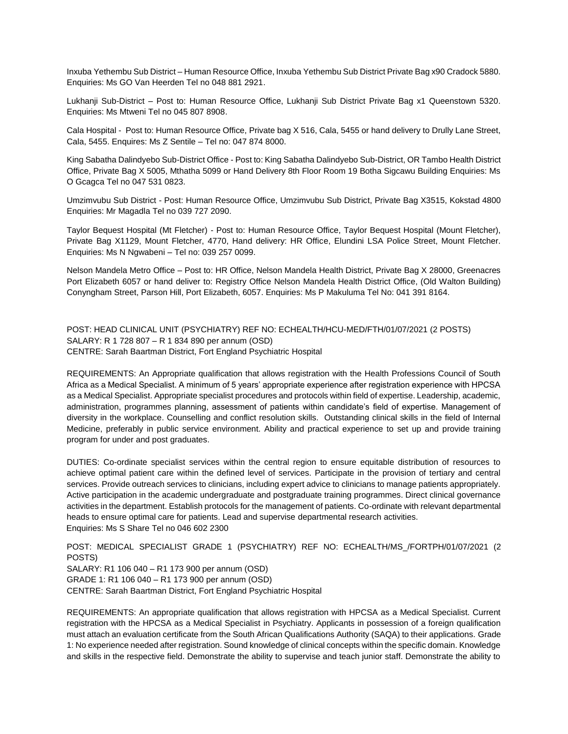Inxuba Yethembu Sub District – Human Resource Office, Inxuba Yethembu Sub District Private Bag x90 Cradock 5880. Enquiries: Ms GO Van Heerden Tel no 048 881 2921.

Lukhanji Sub-District – Post to: Human Resource Office, Lukhanji Sub District Private Bag x1 Queenstown 5320. Enquiries: Ms Mtweni Tel no 045 807 8908.

Cala Hospital - Post to: Human Resource Office, Private bag X 516, Cala, 5455 or hand delivery to Drully Lane Street, Cala, 5455. Enquires: Ms Z Sentile – Tel no: 047 874 8000.

King Sabatha Dalindyebo Sub-District Office - Post to: King Sabatha Dalindyebo Sub-District, OR Tambo Health District Office, Private Bag X 5005, Mthatha 5099 or Hand Delivery 8th Floor Room 19 Botha Sigcawu Building Enquiries: Ms O Gcagca Tel no 047 531 0823.

Umzimvubu Sub District - Post: Human Resource Office, Umzimvubu Sub District, Private Bag X3515, Kokstad 4800 Enquiries: Mr Magadla Tel no 039 727 2090.

Taylor Bequest Hospital (Mt Fletcher) - Post to: Human Resource Office, Taylor Bequest Hospital (Mount Fletcher), Private Bag X1129, Mount Fletcher, 4770, Hand delivery: HR Office, Elundini LSA Police Street, Mount Fletcher. Enquiries: Ms N Ngwabeni – Tel no: 039 257 0099.

Nelson Mandela Metro Office – Post to: HR Office, Nelson Mandela Health District, Private Bag X 28000, Greenacres Port Elizabeth 6057 or hand deliver to: Registry Office Nelson Mandela Health District Office, (Old Walton Building) Conyngham Street, Parson Hill, Port Elizabeth, 6057. Enquiries: Ms P Makuluma Tel No: 041 391 8164.

POST: HEAD CLINICAL UNIT (PSYCHIATRY) REF NO: ECHEALTH/HCU-MED/FTH/01/07/2021 (2 POSTS)
SALARY: R 1 728 807 – R 1 834 890 per annum (OSD)
CENTRE: Sarah Baartman District, Fort England Psychiatric Hospital

REQUIREMENTS: An Appropriate qualification that allows registration with the Health Professions Council of South Africa as a Medical Specialist. A minimum of 5 years' appropriate experience after registration experience with HPCSA as a Medical Specialist. Appropriate specialist procedures and protocols within field of expertise. Leadership, academic, administration, programmes planning, assessment of patients within candidate's field of expertise. Management of diversity in the workplace. Counselling and conflict resolution skills. Outstanding clinical skills in the field of Internal Medicine, preferably in public service environment. Ability and practical experience to set up and provide training program for under and post graduates.

DUTIES: Co-ordinate specialist services within the central region to ensure equitable distribution of resources to achieve optimal patient care within the defined level of services. Participate in the provision of tertiary and central services. Provide outreach services to clinicians, including expert advice to clinicians to manage patients appropriately. Active participation in the academic undergraduate and postgraduate training programmes. Direct clinical governance activities in the department. Establish protocols for the management of patients. Co-ordinate with relevant departmental heads to ensure optimal care for patients. Lead and supervise departmental research activities.
Enquiries: Ms S Share Tel no 046 602 2300

POST: MEDICAL SPECIALIST GRADE 1 (PSYCHIATRY) REF NO: ECHEALTH/MS_/FORTPH/01/07/2021 (2 POSTS)
SALARY: R1 106 040 – R1 173 900 per annum (OSD)
GRADE 1: R1 106 040 – R1 173 900 per annum (OSD)
CENTRE: Sarah Baartman District, Fort England Psychiatric Hospital

REQUIREMENTS: An appropriate qualification that allows registration with HPCSA as a Medical Specialist. Current registration with the HPCSA as a Medical Specialist in Psychiatry. Applicants in possession of a foreign qualification must attach an evaluation certificate from the South African Qualifications Authority (SAQA) to their applications. Grade 1: No experience needed after registration. Sound knowledge of clinical concepts within the specific domain. Knowledge and skills in the respective field. Demonstrate the ability to supervise and teach junior staff. Demonstrate the ability to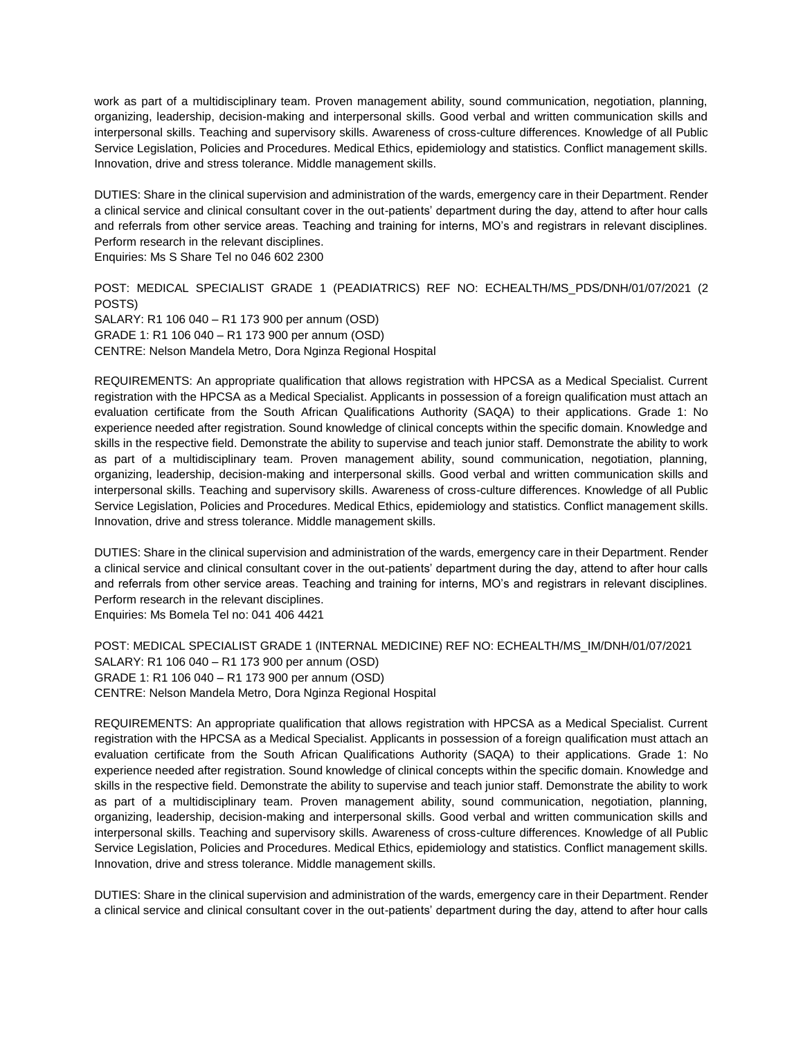work as part of a multidisciplinary team. Proven management ability, sound communication, negotiation, planning, organizing, leadership, decision-making and interpersonal skills. Good verbal and written communication skills and interpersonal skills. Teaching and supervisory skills. Awareness of cross-culture differences. Knowledge of all Public Service Legislation, Policies and Procedures. Medical Ethics, epidemiology and statistics. Conflict management skills. Innovation, drive and stress tolerance. Middle management skills.

DUTIES: Share in the clinical supervision and administration of the wards, emergency care in their Department. Render a clinical service and clinical consultant cover in the out-patients' department during the day, attend to after hour calls and referrals from other service areas. Teaching and training for interns, MO's and registrars in relevant disciplines. Perform research in the relevant disciplines.
Enquiries: Ms S Share Tel no 046 602 2300

POST: MEDICAL SPECIALIST GRADE 1 (PEADIATRICS) REF NO: ECHEALTH/MS_PDS/DNH/01/07/2021 (2 POSTS)
SALARY: R1 106 040 – R1 173 900 per annum (OSD)
GRADE 1: R1 106 040 – R1 173 900 per annum (OSD)
CENTRE: Nelson Mandela Metro, Dora Nginza Regional Hospital

REQUIREMENTS: An appropriate qualification that allows registration with HPCSA as a Medical Specialist. Current registration with the HPCSA as a Medical Specialist. Applicants in possession of a foreign qualification must attach an evaluation certificate from the South African Qualifications Authority (SAQA) to their applications. Grade 1: No experience needed after registration. Sound knowledge of clinical concepts within the specific domain. Knowledge and skills in the respective field. Demonstrate the ability to supervise and teach junior staff. Demonstrate the ability to work as part of a multidisciplinary team. Proven management ability, sound communication, negotiation, planning, organizing, leadership, decision-making and interpersonal skills. Good verbal and written communication skills and interpersonal skills. Teaching and supervisory skills. Awareness of cross-culture differences. Knowledge of all Public Service Legislation, Policies and Procedures. Medical Ethics, epidemiology and statistics. Conflict management skills. Innovation, drive and stress tolerance. Middle management skills.

DUTIES: Share in the clinical supervision and administration of the wards, emergency care in their Department. Render a clinical service and clinical consultant cover in the out-patients' department during the day, attend to after hour calls and referrals from other service areas. Teaching and training for interns, MO's and registrars in relevant disciplines. Perform research in the relevant disciplines.
Enquiries: Ms Bomela Tel no: 041 406 4421

POST: MEDICAL SPECIALIST GRADE 1 (INTERNAL MEDICINE) REF NO: ECHEALTH/MS_IM/DNH/01/07/2021
SALARY: R1 106 040 – R1 173 900 per annum (OSD)
GRADE 1: R1 106 040 – R1 173 900 per annum (OSD)
CENTRE: Nelson Mandela Metro, Dora Nginza Regional Hospital

REQUIREMENTS: An appropriate qualification that allows registration with HPCSA as a Medical Specialist. Current registration with the HPCSA as a Medical Specialist. Applicants in possession of a foreign qualification must attach an evaluation certificate from the South African Qualifications Authority (SAQA) to their applications. Grade 1: No experience needed after registration. Sound knowledge of clinical concepts within the specific domain. Knowledge and skills in the respective field. Demonstrate the ability to supervise and teach junior staff. Demonstrate the ability to work as part of a multidisciplinary team. Proven management ability, sound communication, negotiation, planning, organizing, leadership, decision-making and interpersonal skills. Good verbal and written communication skills and interpersonal skills. Teaching and supervisory skills. Awareness of cross-culture differences. Knowledge of all Public Service Legislation, Policies and Procedures. Medical Ethics, epidemiology and statistics. Conflict management skills. Innovation, drive and stress tolerance. Middle management skills.

DUTIES: Share in the clinical supervision and administration of the wards, emergency care in their Department. Render a clinical service and clinical consultant cover in the out-patients' department during the day, attend to after hour calls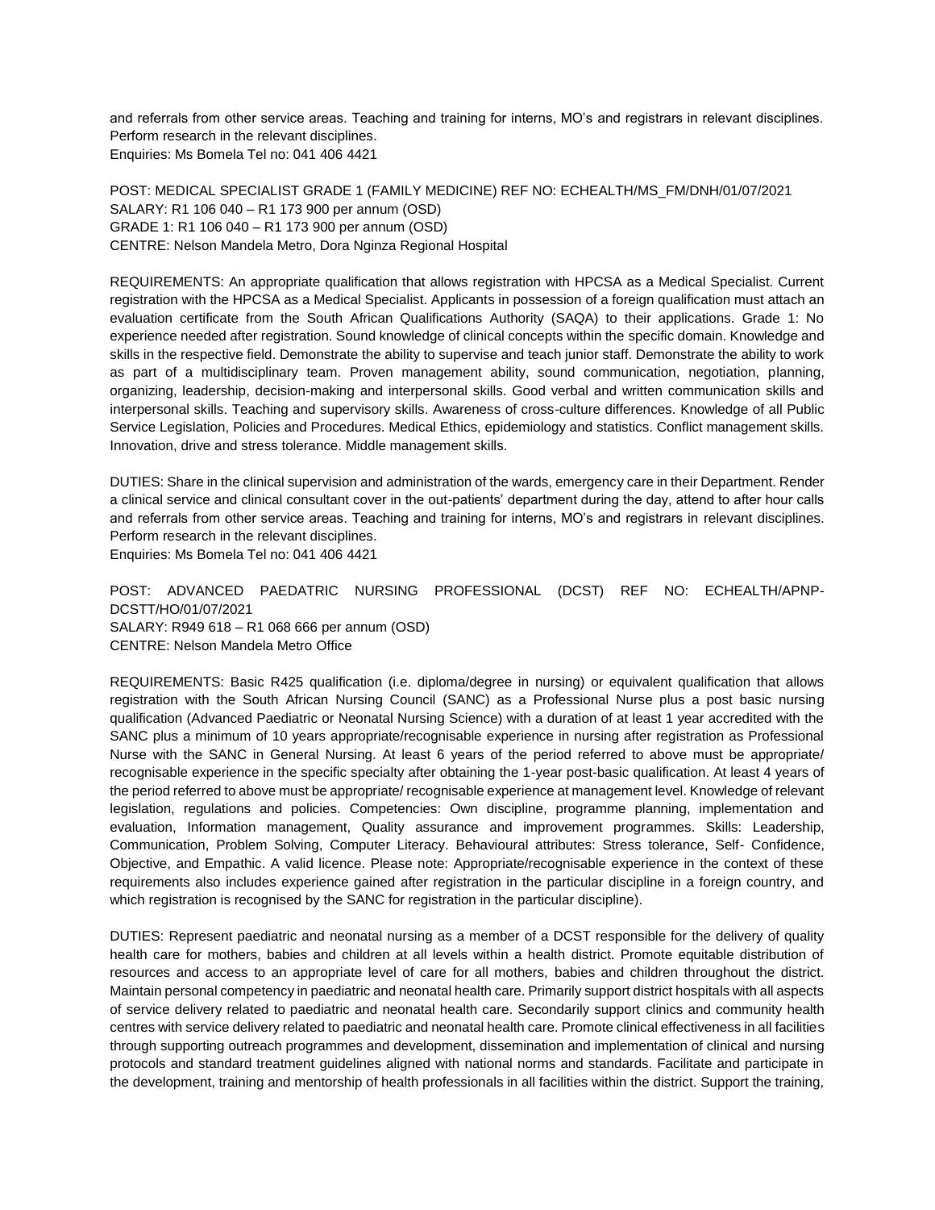and referrals from other service areas. Teaching and training for interns, MO's and registrars in relevant disciplines. Perform research in the relevant disciplines.
Enquiries: Ms Bomela Tel no: 041 406 4421

POST: MEDICAL SPECIALIST GRADE 1 (FAMILY MEDICINE) REF NO: ECHEALTH/MS_FM/DNH/01/07/2021
SALARY: R1 106 040 – R1 173 900 per annum (OSD)
GRADE 1: R1 106 040 – R1 173 900 per annum (OSD)
CENTRE: Nelson Mandela Metro, Dora Nginza Regional Hospital

REQUIREMENTS: An appropriate qualification that allows registration with HPCSA as a Medical Specialist. Current registration with the HPCSA as a Medical Specialist. Applicants in possession of a foreign qualification must attach an evaluation certificate from the South African Qualifications Authority (SAQA) to their applications. Grade 1: No experience needed after registration. Sound knowledge of clinical concepts within the specific domain. Knowledge and skills in the respective field. Demonstrate the ability to supervise and teach junior staff. Demonstrate the ability to work as part of a multidisciplinary team. Proven management ability, sound communication, negotiation, planning, organizing, leadership, decision-making and interpersonal skills. Good verbal and written communication skills and interpersonal skills. Teaching and supervisory skills. Awareness of cross-culture differences. Knowledge of all Public Service Legislation, Policies and Procedures. Medical Ethics, epidemiology and statistics. Conflict management skills. Innovation, drive and stress tolerance. Middle management skills.

DUTIES: Share in the clinical supervision and administration of the wards, emergency care in their Department. Render a clinical service and clinical consultant cover in the out-patients' department during the day, attend to after hour calls and referrals from other service areas. Teaching and training for interns, MO's and registrars in relevant disciplines. Perform research in the relevant disciplines.
Enquiries: Ms Bomela Tel no: 041 406 4421

POST: ADVANCED PAEDATRIC NURSING PROFESSIONAL (DCST) REF NO: ECHEALTH/APNP-DCSTT/HO/01/07/2021
SALARY: R949 618 – R1 068 666 per annum (OSD)
CENTRE: Nelson Mandela Metro Office

REQUIREMENTS: Basic R425 qualification (i.e. diploma/degree in nursing) or equivalent qualification that allows registration with the South African Nursing Council (SANC) as a Professional Nurse plus a post basic nursing qualification (Advanced Paediatric or Neonatal Nursing Science) with a duration of at least 1 year accredited with the SANC plus a minimum of 10 years appropriate/recognisable experience in nursing after registration as Professional Nurse with the SANC in General Nursing. At least 6 years of the period referred to above must be appropriate/ recognisable experience in the specific specialty after obtaining the 1-year post-basic qualification. At least 4 years of the period referred to above must be appropriate/ recognisable experience at management level. Knowledge of relevant legislation, regulations and policies. Competencies: Own discipline, programme planning, implementation and evaluation, Information management, Quality assurance and improvement programmes. Skills: Leadership, Communication, Problem Solving, Computer Literacy. Behavioural attributes: Stress tolerance, Self- Confidence, Objective, and Empathic. A valid licence. Please note: Appropriate/recognisable experience in the context of these requirements also includes experience gained after registration in the particular discipline in a foreign country, and which registration is recognised by the SANC for registration in the particular discipline).

DUTIES: Represent paediatric and neonatal nursing as a member of a DCST responsible for the delivery of quality health care for mothers, babies and children at all levels within a health district. Promote equitable distribution of resources and access to an appropriate level of care for all mothers, babies and children throughout the district. Maintain personal competency in paediatric and neonatal health care. Primarily support district hospitals with all aspects of service delivery related to paediatric and neonatal health care. Secondarily support clinics and community health centres with service delivery related to paediatric and neonatal health care. Promote clinical effectiveness in all facilities through supporting outreach programmes and development, dissemination and implementation of clinical and nursing protocols and standard treatment guidelines aligned with national norms and standards. Facilitate and participate in the development, training and mentorship of health professionals in all facilities within the district. Support the training,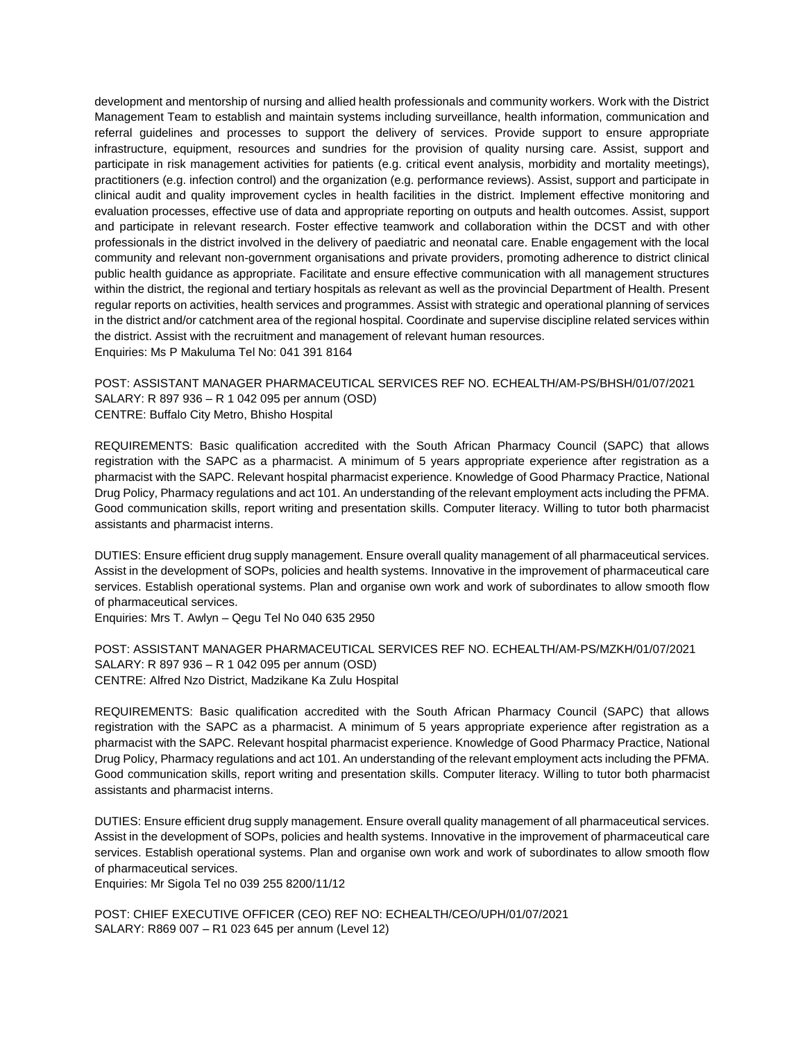development and mentorship of nursing and allied health professionals and community workers. Work with the District Management Team to establish and maintain systems including surveillance, health information, communication and referral guidelines and processes to support the delivery of services. Provide support to ensure appropriate infrastructure, equipment, resources and sundries for the provision of quality nursing care. Assist, support and participate in risk management activities for patients (e.g. critical event analysis, morbidity and mortality meetings), practitioners (e.g. infection control) and the organization (e.g. performance reviews). Assist, support and participate in clinical audit and quality improvement cycles in health facilities in the district. Implement effective monitoring and evaluation processes, effective use of data and appropriate reporting on outputs and health outcomes. Assist, support and participate in relevant research. Foster effective teamwork and collaboration within the DCST and with other professionals in the district involved in the delivery of paediatric and neonatal care. Enable engagement with the local community and relevant non-government organisations and private providers, promoting adherence to district clinical public health guidance as appropriate. Facilitate and ensure effective communication with all management structures within the district, the regional and tertiary hospitals as relevant as well as the provincial Department of Health. Present regular reports on activities, health services and programmes. Assist with strategic and operational planning of services in the district and/or catchment area of the regional hospital. Coordinate and supervise discipline related services within the district. Assist with the recruitment and management of relevant human resources.
Enquiries: Ms P Makuluma Tel No: 041 391 8164

POST: ASSISTANT MANAGER PHARMACEUTICAL SERVICES REF NO. ECHEALTH/AM-PS/BHSH/01/07/2021
SALARY: R 897 936 – R 1 042 095 per annum (OSD)
CENTRE: Buffalo City Metro, Bhisho Hospital

REQUIREMENTS: Basic qualification accredited with the South African Pharmacy Council (SAPC) that allows registration with the SAPC as a pharmacist. A minimum of 5 years appropriate experience after registration as a pharmacist with the SAPC. Relevant hospital pharmacist experience. Knowledge of Good Pharmacy Practice, National Drug Policy, Pharmacy regulations and act 101. An understanding of the relevant employment acts including the PFMA. Good communication skills, report writing and presentation skills. Computer literacy. Willing to tutor both pharmacist assistants and pharmacist interns.

DUTIES: Ensure efficient drug supply management. Ensure overall quality management of all pharmaceutical services. Assist in the development of SOPs, policies and health systems. Innovative in the improvement of pharmaceutical care services. Establish operational systems. Plan and organise own work and work of subordinates to allow smooth flow of pharmaceutical services.
Enquiries: Mrs T. Awlyn – Qegu Tel No 040 635 2950

POST: ASSISTANT MANAGER PHARMACEUTICAL SERVICES REF NO. ECHEALTH/AM-PS/MZKH/01/07/2021
SALARY: R 897 936 – R 1 042 095 per annum (OSD)
CENTRE: Alfred Nzo District, Madzikane Ka Zulu Hospital

REQUIREMENTS: Basic qualification accredited with the South African Pharmacy Council (SAPC) that allows registration with the SAPC as a pharmacist. A minimum of 5 years appropriate experience after registration as a pharmacist with the SAPC. Relevant hospital pharmacist experience. Knowledge of Good Pharmacy Practice, National Drug Policy, Pharmacy regulations and act 101. An understanding of the relevant employment acts including the PFMA. Good communication skills, report writing and presentation skills. Computer literacy. Willing to tutor both pharmacist assistants and pharmacist interns.

DUTIES: Ensure efficient drug supply management. Ensure overall quality management of all pharmaceutical services. Assist in the development of SOPs, policies and health systems. Innovative in the improvement of pharmaceutical care services. Establish operational systems. Plan and organise own work and work of subordinates to allow smooth flow of pharmaceutical services.
Enquiries: Mr Sigola Tel no 039 255 8200/11/12

POST: CHIEF EXECUTIVE OFFICER (CEO) REF NO: ECHEALTH/CEO/UPH/01/07/2021
SALARY: R869 007 – R1 023 645 per annum (Level 12)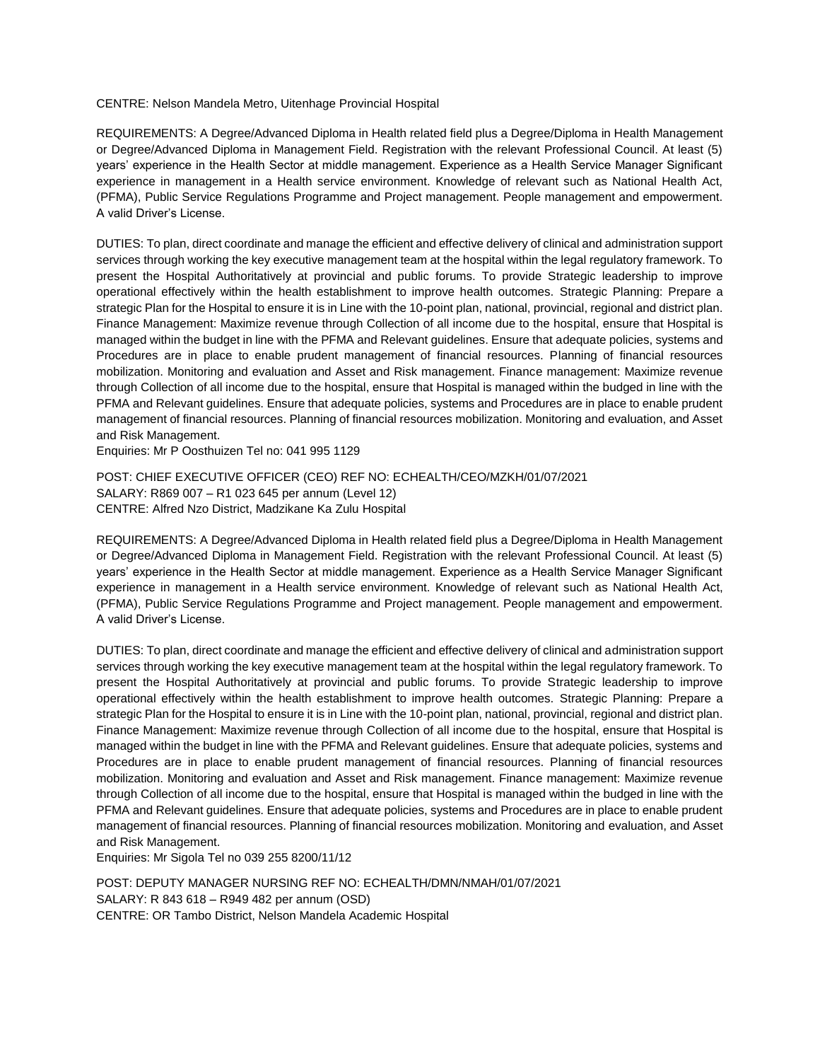CENTRE: Nelson Mandela Metro, Uitenhage Provincial Hospital

REQUIREMENTS: A Degree/Advanced Diploma in Health related field plus a Degree/Diploma in Health Management or Degree/Advanced Diploma in Management Field. Registration with the relevant Professional Council. At least (5) years' experience in the Health Sector at middle management. Experience as a Health Service Manager Significant experience in management in a Health service environment. Knowledge of relevant such as National Health Act, (PFMA), Public Service Regulations Programme and Project management. People management and empowerment. A valid Driver's License.

DUTIES: To plan, direct coordinate and manage the efficient and effective delivery of clinical and administration support services through working the key executive management team at the hospital within the legal regulatory framework. To present the Hospital Authoritatively at provincial and public forums. To provide Strategic leadership to improve operational effectively within the health establishment to improve health outcomes. Strategic Planning: Prepare a strategic Plan for the Hospital to ensure it is in Line with the 10-point plan, national, provincial, regional and district plan. Finance Management: Maximize revenue through Collection of all income due to the hospital, ensure that Hospital is managed within the budget in line with the PFMA and Relevant guidelines. Ensure that adequate policies, systems and Procedures are in place to enable prudent management of financial resources. Planning of financial resources mobilization. Monitoring and evaluation and Asset and Risk management. Finance management: Maximize revenue through Collection of all income due to the hospital, ensure that Hospital is managed within the budged in line with the PFMA and Relevant guidelines. Ensure that adequate policies, systems and Procedures are in place to enable prudent management of financial resources. Planning of financial resources mobilization. Monitoring and evaluation, and Asset and Risk Management.
Enquiries: Mr P Oosthuizen Tel no: 041 995 1129

POST: CHIEF EXECUTIVE OFFICER (CEO) REF NO: ECHEALTH/CEO/MZKH/01/07/2021
SALARY: R869 007 – R1 023 645 per annum (Level 12)
CENTRE: Alfred Nzo District, Madzikane Ka Zulu Hospital

REQUIREMENTS: A Degree/Advanced Diploma in Health related field plus a Degree/Diploma in Health Management or Degree/Advanced Diploma in Management Field. Registration with the relevant Professional Council. At least (5) years' experience in the Health Sector at middle management. Experience as a Health Service Manager Significant experience in management in a Health service environment. Knowledge of relevant such as National Health Act, (PFMA), Public Service Regulations Programme and Project management. People management and empowerment. A valid Driver's License.

DUTIES: To plan, direct coordinate and manage the efficient and effective delivery of clinical and administration support services through working the key executive management team at the hospital within the legal regulatory framework. To present the Hospital Authoritatively at provincial and public forums. To provide Strategic leadership to improve operational effectively within the health establishment to improve health outcomes. Strategic Planning: Prepare a strategic Plan for the Hospital to ensure it is in Line with the 10-point plan, national, provincial, regional and district plan. Finance Management: Maximize revenue through Collection of all income due to the hospital, ensure that Hospital is managed within the budget in line with the PFMA and Relevant guidelines. Ensure that adequate policies, systems and Procedures are in place to enable prudent management of financial resources. Planning of financial resources mobilization. Monitoring and evaluation and Asset and Risk management. Finance management: Maximize revenue through Collection of all income due to the hospital, ensure that Hospital is managed within the budged in line with the PFMA and Relevant guidelines. Ensure that adequate policies, systems and Procedures are in place to enable prudent management of financial resources. Planning of financial resources mobilization. Monitoring and evaluation, and Asset and Risk Management.
Enquiries: Mr Sigola Tel no 039 255 8200/11/12

POST: DEPUTY MANAGER NURSING REF NO: ECHEALTH/DMN/NMAH/01/07/2021
SALARY: R 843 618 – R949 482 per annum (OSD)
CENTRE: OR Tambo District, Nelson Mandela Academic Hospital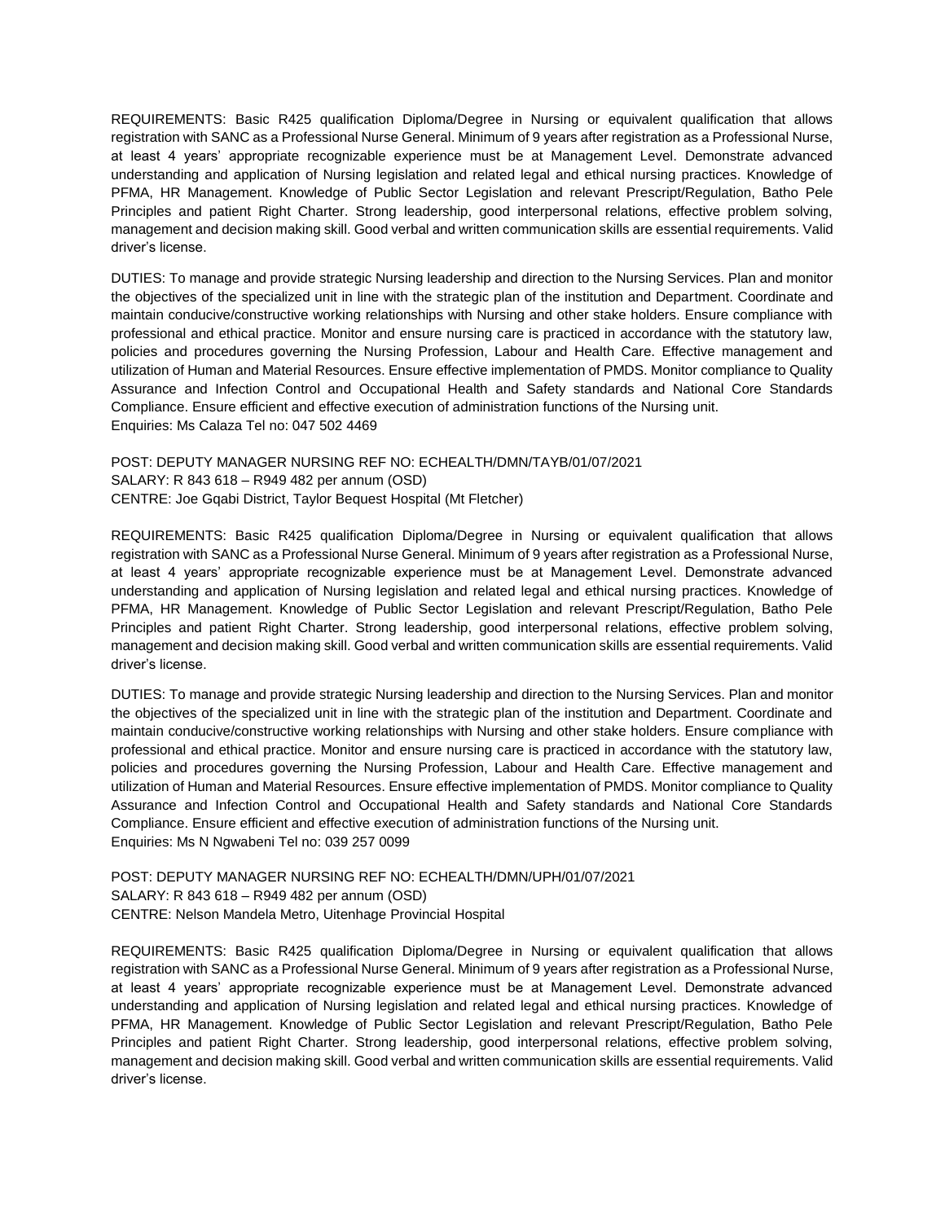REQUIREMENTS: Basic R425 qualification Diploma/Degree in Nursing or equivalent qualification that allows registration with SANC as a Professional Nurse General. Minimum of 9 years after registration as a Professional Nurse, at least 4 years' appropriate recognizable experience must be at Management Level. Demonstrate advanced understanding and application of Nursing legislation and related legal and ethical nursing practices. Knowledge of PFMA, HR Management. Knowledge of Public Sector Legislation and relevant Prescript/Regulation, Batho Pele Principles and patient Right Charter. Strong leadership, good interpersonal relations, effective problem solving, management and decision making skill. Good verbal and written communication skills are essential requirements. Valid driver's license.

DUTIES: To manage and provide strategic Nursing leadership and direction to the Nursing Services. Plan and monitor the objectives of the specialized unit in line with the strategic plan of the institution and Department. Coordinate and maintain conducive/constructive working relationships with Nursing and other stake holders. Ensure compliance with professional and ethical practice. Monitor and ensure nursing care is practiced in accordance with the statutory law, policies and procedures governing the Nursing Profession, Labour and Health Care. Effective management and utilization of Human and Material Resources. Ensure effective implementation of PMDS. Monitor compliance to Quality Assurance and Infection Control and Occupational Health and Safety standards and National Core Standards Compliance. Ensure efficient and effective execution of administration functions of the Nursing unit.
Enquiries: Ms Calaza Tel no: 047 502 4469

POST: DEPUTY MANAGER NURSING REF NO: ECHEALTH/DMN/TAYB/01/07/2021
SALARY: R 843 618 – R949 482 per annum (OSD)
CENTRE: Joe Gqabi District, Taylor Bequest Hospital (Mt Fletcher)

REQUIREMENTS: Basic R425 qualification Diploma/Degree in Nursing or equivalent qualification that allows registration with SANC as a Professional Nurse General. Minimum of 9 years after registration as a Professional Nurse, at least 4 years' appropriate recognizable experience must be at Management Level. Demonstrate advanced understanding and application of Nursing legislation and related legal and ethical nursing practices. Knowledge of PFMA, HR Management. Knowledge of Public Sector Legislation and relevant Prescript/Regulation, Batho Pele Principles and patient Right Charter. Strong leadership, good interpersonal relations, effective problem solving, management and decision making skill. Good verbal and written communication skills are essential requirements. Valid driver's license.

DUTIES: To manage and provide strategic Nursing leadership and direction to the Nursing Services. Plan and monitor the objectives of the specialized unit in line with the strategic plan of the institution and Department. Coordinate and maintain conducive/constructive working relationships with Nursing and other stake holders. Ensure compliance with professional and ethical practice. Monitor and ensure nursing care is practiced in accordance with the statutory law, policies and procedures governing the Nursing Profession, Labour and Health Care. Effective management and utilization of Human and Material Resources. Ensure effective implementation of PMDS. Monitor compliance to Quality Assurance and Infection Control and Occupational Health and Safety standards and National Core Standards Compliance. Ensure efficient and effective execution of administration functions of the Nursing unit.
Enquiries: Ms N Ngwabeni Tel no: 039 257 0099

POST: DEPUTY MANAGER NURSING REF NO: ECHEALTH/DMN/UPH/01/07/2021
SALARY: R 843 618 – R949 482 per annum (OSD)
CENTRE: Nelson Mandela Metro, Uitenhage Provincial Hospital

REQUIREMENTS: Basic R425 qualification Diploma/Degree in Nursing or equivalent qualification that allows registration with SANC as a Professional Nurse General. Minimum of 9 years after registration as a Professional Nurse, at least 4 years' appropriate recognizable experience must be at Management Level. Demonstrate advanced understanding and application of Nursing legislation and related legal and ethical nursing practices. Knowledge of PFMA, HR Management. Knowledge of Public Sector Legislation and relevant Prescript/Regulation, Batho Pele Principles and patient Right Charter. Strong leadership, good interpersonal relations, effective problem solving, management and decision making skill. Good verbal and written communication skills are essential requirements. Valid driver's license.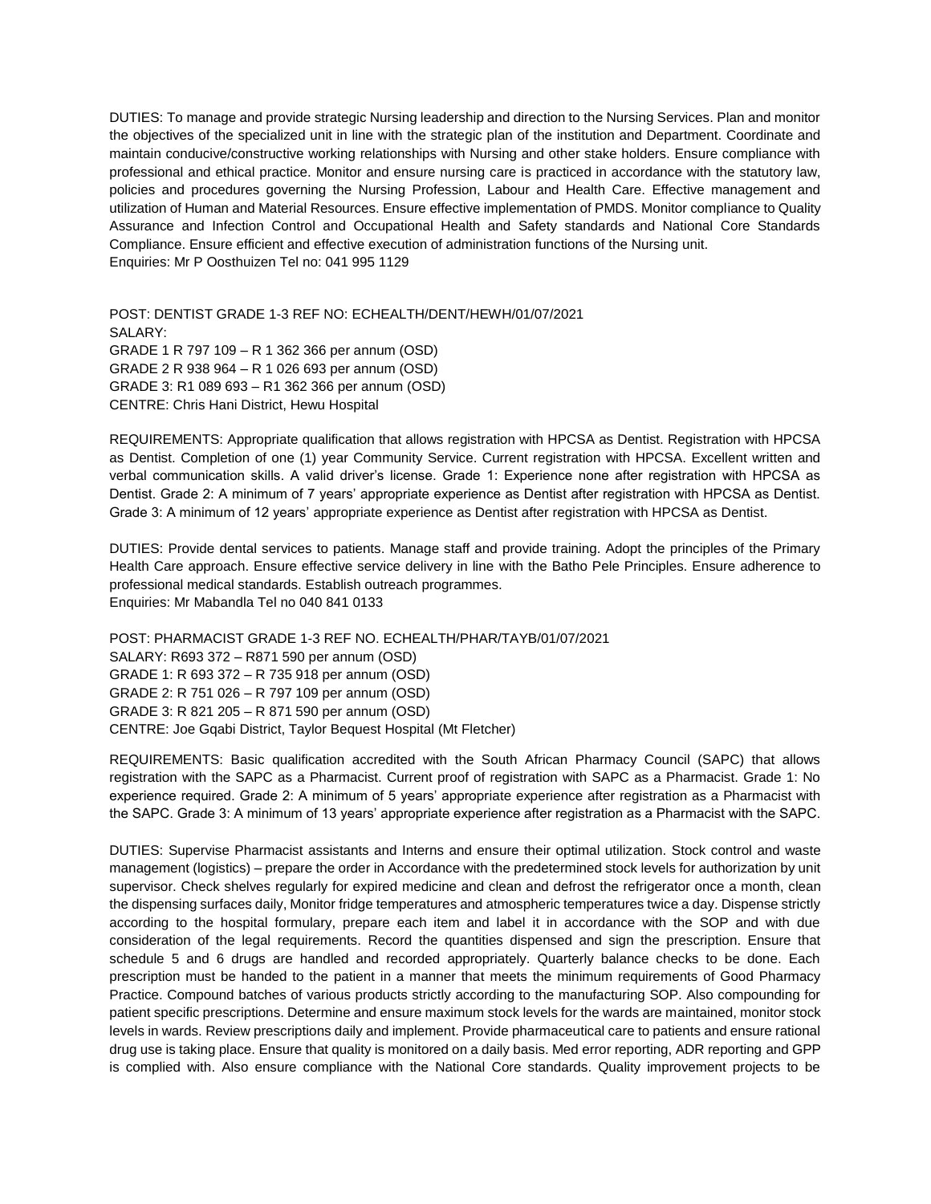DUTIES: To manage and provide strategic Nursing leadership and direction to the Nursing Services. Plan and monitor the objectives of the specialized unit in line with the strategic plan of the institution and Department. Coordinate and maintain conducive/constructive working relationships with Nursing and other stake holders. Ensure compliance with professional and ethical practice. Monitor and ensure nursing care is practiced in accordance with the statutory law, policies and procedures governing the Nursing Profession, Labour and Health Care. Effective management and utilization of Human and Material Resources. Ensure effective implementation of PMDS. Monitor compliance to Quality Assurance and Infection Control and Occupational Health and Safety standards and National Core Standards Compliance. Ensure efficient and effective execution of administration functions of the Nursing unit.
Enquiries: Mr P Oosthuizen Tel no: 041 995 1129

POST: DENTIST GRADE 1-3 REF NO: ECHEALTH/DENT/HEWH/01/07/2021
SALARY:
GRADE 1 R 797 109 – R 1 362 366 per annum (OSD)
GRADE 2 R 938 964 – R 1 026 693 per annum (OSD)
GRADE 3: R1 089 693 – R1 362 366 per annum (OSD)
CENTRE: Chris Hani District, Hewu Hospital

REQUIREMENTS: Appropriate qualification that allows registration with HPCSA as Dentist. Registration with HPCSA as Dentist. Completion of one (1) year Community Service. Current registration with HPCSA. Excellent written and verbal communication skills. A valid driver's license. Grade 1: Experience none after registration with HPCSA as Dentist. Grade 2: A minimum of 7 years' appropriate experience as Dentist after registration with HPCSA as Dentist. Grade 3: A minimum of 12 years' appropriate experience as Dentist after registration with HPCSA as Dentist.

DUTIES: Provide dental services to patients. Manage staff and provide training. Adopt the principles of the Primary Health Care approach. Ensure effective service delivery in line with the Batho Pele Principles. Ensure adherence to professional medical standards. Establish outreach programmes.
Enquiries: Mr Mabandla Tel no 040 841 0133

POST: PHARMACIST GRADE 1-3 REF NO. ECHEALTH/PHAR/TAYB/01/07/2021
SALARY: R693 372 – R871 590 per annum (OSD)
GRADE 1: R 693 372 – R 735 918 per annum (OSD)
GRADE 2: R 751 026 – R 797 109 per annum (OSD)
GRADE 3: R 821 205 – R 871 590 per annum (OSD)
CENTRE: Joe Gqabi District, Taylor Bequest Hospital (Mt Fletcher)

REQUIREMENTS: Basic qualification accredited with the South African Pharmacy Council (SAPC) that allows registration with the SAPC as a Pharmacist. Current proof of registration with SAPC as a Pharmacist. Grade 1: No experience required. Grade 2: A minimum of 5 years' appropriate experience after registration as a Pharmacist with the SAPC. Grade 3: A minimum of 13 years' appropriate experience after registration as a Pharmacist with the SAPC.

DUTIES: Supervise Pharmacist assistants and Interns and ensure their optimal utilization. Stock control and waste management (logistics) – prepare the order in Accordance with the predetermined stock levels for authorization by unit supervisor. Check shelves regularly for expired medicine and clean and defrost the refrigerator once a month, clean the dispensing surfaces daily, Monitor fridge temperatures and atmospheric temperatures twice a day. Dispense strictly according to the hospital formulary, prepare each item and label it in accordance with the SOP and with due consideration of the legal requirements. Record the quantities dispensed and sign the prescription. Ensure that schedule 5 and 6 drugs are handled and recorded appropriately. Quarterly balance checks to be done. Each prescription must be handed to the patient in a manner that meets the minimum requirements of Good Pharmacy Practice. Compound batches of various products strictly according to the manufacturing SOP. Also compounding for patient specific prescriptions. Determine and ensure maximum stock levels for the wards are maintained, monitor stock levels in wards. Review prescriptions daily and implement. Provide pharmaceutical care to patients and ensure rational drug use is taking place. Ensure that quality is monitored on a daily basis. Med error reporting, ADR reporting and GPP is complied with. Also ensure compliance with the National Core standards. Quality improvement projects to be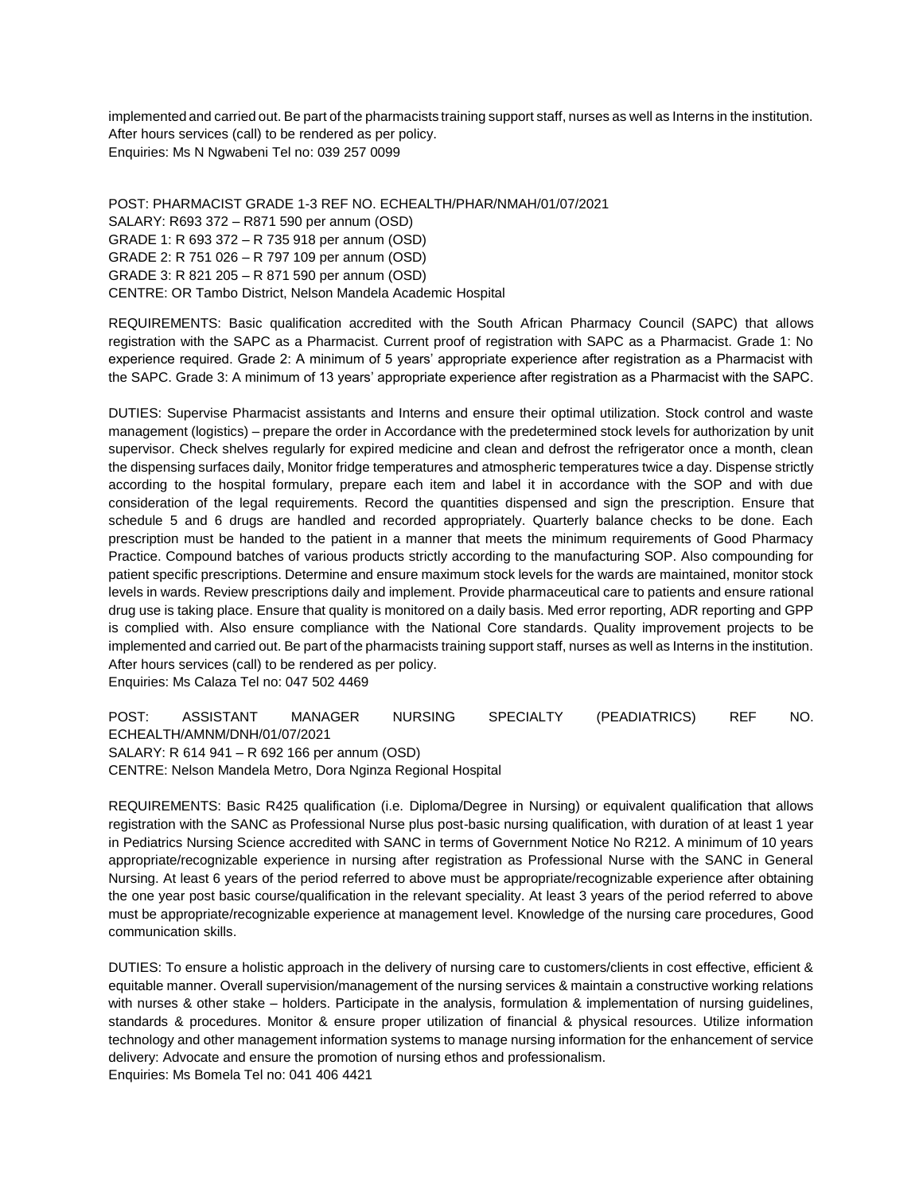implemented and carried out. Be part of the pharmacists training support staff, nurses as well as Interns in the institution. After hours services (call) to be rendered as per policy.
Enquiries: Ms N Ngwabeni Tel no: 039 257 0099

POST: PHARMACIST GRADE 1-3 REF NO. ECHEALTH/PHAR/NMAH/01/07/2021
SALARY: R693 372 – R871 590 per annum (OSD)
GRADE 1: R 693 372 – R 735 918 per annum (OSD)
GRADE 2: R 751 026 – R 797 109 per annum (OSD)
GRADE 3: R 821 205 – R 871 590 per annum (OSD)
CENTRE: OR Tambo District, Nelson Mandela Academic Hospital

REQUIREMENTS: Basic qualification accredited with the South African Pharmacy Council (SAPC) that allows registration with the SAPC as a Pharmacist. Current proof of registration with SAPC as a Pharmacist. Grade 1: No experience required. Grade 2: A minimum of 5 years' appropriate experience after registration as a Pharmacist with the SAPC. Grade 3: A minimum of 13 years' appropriate experience after registration as a Pharmacist with the SAPC.

DUTIES: Supervise Pharmacist assistants and Interns and ensure their optimal utilization. Stock control and waste management (logistics) – prepare the order in Accordance with the predetermined stock levels for authorization by unit supervisor. Check shelves regularly for expired medicine and clean and defrost the refrigerator once a month, clean the dispensing surfaces daily, Monitor fridge temperatures and atmospheric temperatures twice a day. Dispense strictly according to the hospital formulary, prepare each item and label it in accordance with the SOP and with due consideration of the legal requirements. Record the quantities dispensed and sign the prescription. Ensure that schedule 5 and 6 drugs are handled and recorded appropriately. Quarterly balance checks to be done. Each prescription must be handed to the patient in a manner that meets the minimum requirements of Good Pharmacy Practice. Compound batches of various products strictly according to the manufacturing SOP. Also compounding for patient specific prescriptions. Determine and ensure maximum stock levels for the wards are maintained, monitor stock levels in wards. Review prescriptions daily and implement. Provide pharmaceutical care to patients and ensure rational drug use is taking place. Ensure that quality is monitored on a daily basis. Med error reporting, ADR reporting and GPP is complied with. Also ensure compliance with the National Core standards. Quality improvement projects to be implemented and carried out. Be part of the pharmacists training support staff, nurses as well as Interns in the institution. After hours services (call) to be rendered as per policy.
Enquiries: Ms Calaza Tel no: 047 502 4469

POST: ASSISTANT MANAGER NURSING SPECIALTY (PEADIATRICS) REF NO. ECHEALTH/AMNM/DNH/01/07/2021
SALARY: R 614 941 – R 692 166 per annum (OSD)
CENTRE: Nelson Mandela Metro, Dora Nginza Regional Hospital

REQUIREMENTS: Basic R425 qualification (i.e. Diploma/Degree in Nursing) or equivalent qualification that allows registration with the SANC as Professional Nurse plus post-basic nursing qualification, with duration of at least 1 year in Pediatrics Nursing Science accredited with SANC in terms of Government Notice No R212. A minimum of 10 years appropriate/recognizable experience in nursing after registration as Professional Nurse with the SANC in General Nursing. At least 6 years of the period referred to above must be appropriate/recognizable experience after obtaining the one year post basic course/qualification in the relevant speciality. At least 3 years of the period referred to above must be appropriate/recognizable experience at management level. Knowledge of the nursing care procedures, Good communication skills.

DUTIES: To ensure a holistic approach in the delivery of nursing care to customers/clients in cost effective, efficient & equitable manner. Overall supervision/management of the nursing services & maintain a constructive working relations with nurses & other stake – holders. Participate in the analysis, formulation & implementation of nursing guidelines, standards & procedures. Monitor & ensure proper utilization of financial & physical resources. Utilize information technology and other management information systems to manage nursing information for the enhancement of service delivery: Advocate and ensure the promotion of nursing ethos and professionalism.
Enquiries: Ms Bomela Tel no: 041 406 4421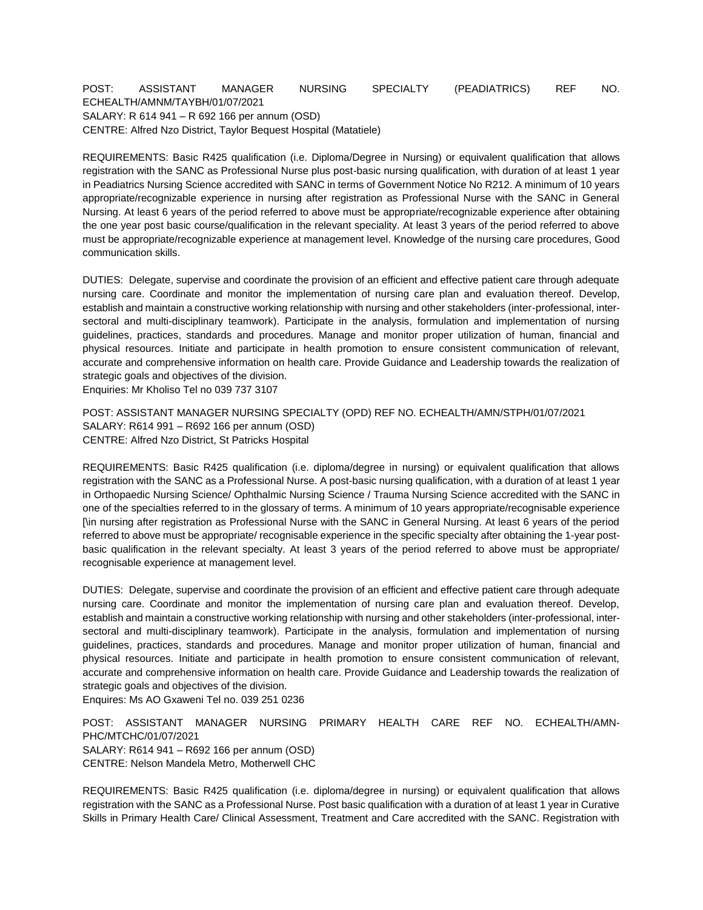POST: ASSISTANT MANAGER NURSING SPECIALTY (PEADIATRICS) REF NO. ECHEALTH/AMNM/TAYBH/01/07/2021
SALARY: R 614 941 – R 692 166 per annum (OSD)
CENTRE: Alfred Nzo District, Taylor Bequest Hospital (Matatiele)

REQUIREMENTS: Basic R425 qualification (i.e. Diploma/Degree in Nursing) or equivalent qualification that allows registration with the SANC as Professional Nurse plus post-basic nursing qualification, with duration of at least 1 year in Peadiatrics Nursing Science accredited with SANC in terms of Government Notice No R212. A minimum of 10 years appropriate/recognizable experience in nursing after registration as Professional Nurse with the SANC in General Nursing. At least 6 years of the period referred to above must be appropriate/recognizable experience after obtaining the one year post basic course/qualification in the relevant speciality. At least 3 years of the period referred to above must be appropriate/recognizable experience at management level. Knowledge of the nursing care procedures, Good communication skills.

DUTIES: Delegate, supervise and coordinate the provision of an efficient and effective patient care through adequate nursing care. Coordinate and monitor the implementation of nursing care plan and evaluation thereof. Develop, establish and maintain a constructive working relationship with nursing and other stakeholders (inter-professional, inter-sectoral and multi-disciplinary teamwork). Participate in the analysis, formulation and implementation of nursing guidelines, practices, standards and procedures. Manage and monitor proper utilization of human, financial and physical resources. Initiate and participate in health promotion to ensure consistent communication of relevant, accurate and comprehensive information on health care. Provide Guidance and Leadership towards the realization of strategic goals and objectives of the division.
Enquiries: Mr Kholiso Tel no 039 737 3107

POST: ASSISTANT MANAGER NURSING SPECIALTY (OPD) REF NO. ECHEALTH/AMN/STPH/01/07/2021
SALARY: R614 991 – R692 166 per annum (OSD)
CENTRE: Alfred Nzo District, St Patricks Hospital

REQUIREMENTS: Basic R425 qualification (i.e. diploma/degree in nursing) or equivalent qualification that allows registration with the SANC as a Professional Nurse. A post-basic nursing qualification, with a duration of at least 1 year in Orthopaedic Nursing Science/ Ophthalmic Nursing Science / Trauma Nursing Science accredited with the SANC in one of the specialties referred to in the glossary of terms. A minimum of 10 years appropriate/recognisable experience [\in nursing after registration as Professional Nurse with the SANC in General Nursing. At least 6 years of the period referred to above must be appropriate/ recognisable experience in the specific specialty after obtaining the 1-year post-basic qualification in the relevant specialty. At least 3 years of the period referred to above must be appropriate/ recognisable experience at management level.

DUTIES: Delegate, supervise and coordinate the provision of an efficient and effective patient care through adequate nursing care. Coordinate and monitor the implementation of nursing care plan and evaluation thereof. Develop, establish and maintain a constructive working relationship with nursing and other stakeholders (inter-professional, inter-sectoral and multi-disciplinary teamwork). Participate in the analysis, formulation and implementation of nursing guidelines, practices, standards and procedures. Manage and monitor proper utilization of human, financial and physical resources. Initiate and participate in health promotion to ensure consistent communication of relevant, accurate and comprehensive information on health care. Provide Guidance and Leadership towards the realization of strategic goals and objectives of the division.
Enquires: Ms AO Gxaweni Tel no. 039 251 0236

POST: ASSISTANT MANAGER NURSING PRIMARY HEALTH CARE REF NO. ECHEALTH/AMN-PHC/MTCHC/01/07/2021
SALARY: R614 941 – R692 166 per annum (OSD)
CENTRE: Nelson Mandela Metro, Motherwell CHC

REQUIREMENTS: Basic R425 qualification (i.e. diploma/degree in nursing) or equivalent qualification that allows registration with the SANC as a Professional Nurse. Post basic qualification with a duration of at least 1 year in Curative Skills in Primary Health Care/ Clinical Assessment, Treatment and Care accredited with the SANC. Registration with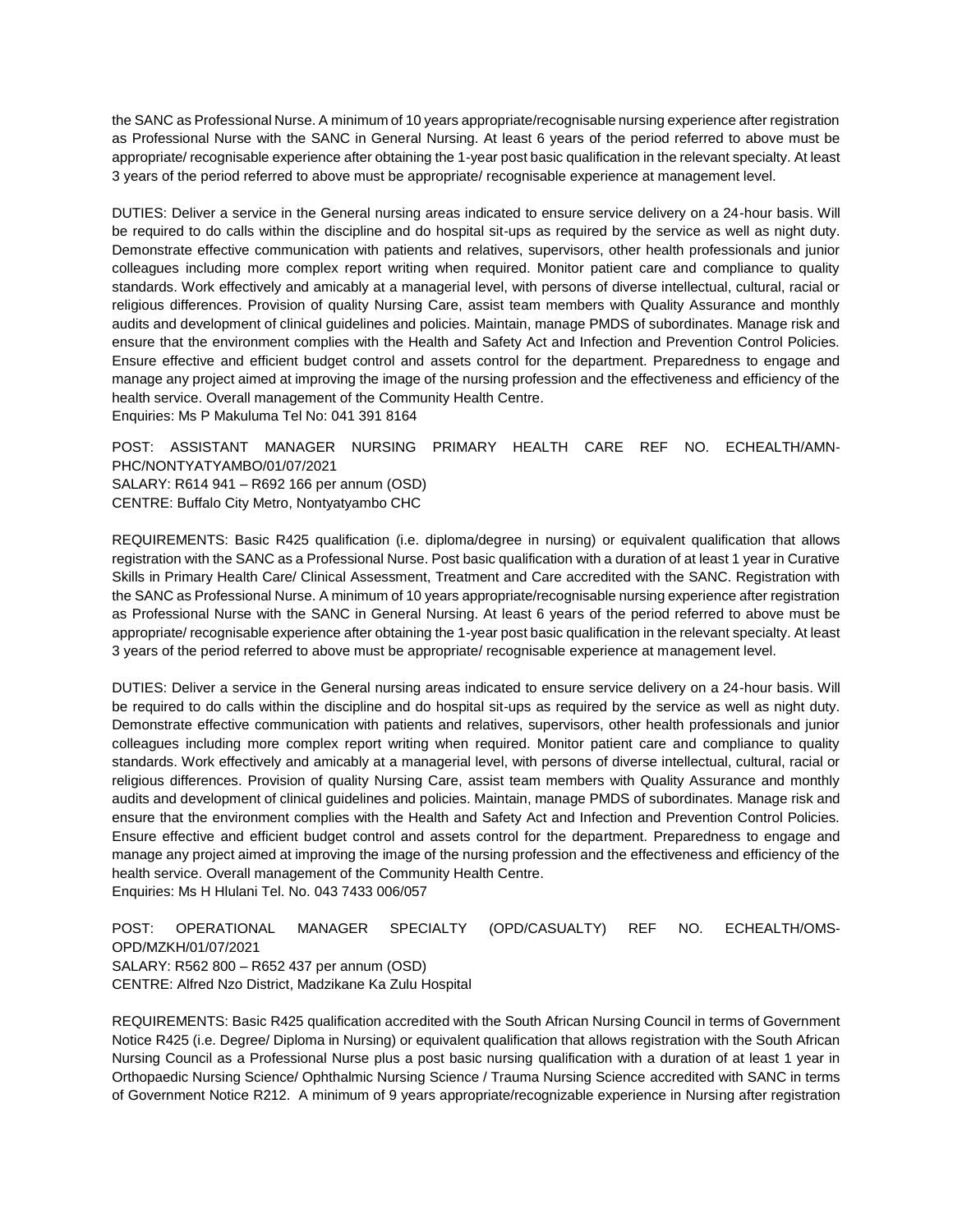the SANC as Professional Nurse. A minimum of 10 years appropriate/recognisable nursing experience after registration as Professional Nurse with the SANC in General Nursing. At least 6 years of the period referred to above must be appropriate/ recognisable experience after obtaining the 1-year post basic qualification in the relevant specialty. At least 3 years of the period referred to above must be appropriate/ recognisable experience at management level.

DUTIES: Deliver a service in the General nursing areas indicated to ensure service delivery on a 24-hour basis. Will be required to do calls within the discipline and do hospital sit-ups as required by the service as well as night duty. Demonstrate effective communication with patients and relatives, supervisors, other health professionals and junior colleagues including more complex report writing when required. Monitor patient care and compliance to quality standards. Work effectively and amicably at a managerial level, with persons of diverse intellectual, cultural, racial or religious differences. Provision of quality Nursing Care, assist team members with Quality Assurance and monthly audits and development of clinical guidelines and policies. Maintain, manage PMDS of subordinates. Manage risk and ensure that the environment complies with the Health and Safety Act and Infection and Prevention Control Policies. Ensure effective and efficient budget control and assets control for the department. Preparedness to engage and manage any project aimed at improving the image of the nursing profession and the effectiveness and efficiency of the health service. Overall management of the Community Health Centre.
Enquiries: Ms P Makuluma Tel No: 041 391 8164

POST: ASSISTANT MANAGER NURSING PRIMARY HEALTH CARE REF NO. ECHEALTH/AMN-PHC/NONTYATYAMBO/01/07/2021
SALARY: R614 941 – R692 166 per annum (OSD)
CENTRE: Buffalo City Metro, Nontyatyambo CHC

REQUIREMENTS: Basic R425 qualification (i.e. diploma/degree in nursing) or equivalent qualification that allows registration with the SANC as a Professional Nurse. Post basic qualification with a duration of at least 1 year in Curative Skills in Primary Health Care/ Clinical Assessment, Treatment and Care accredited with the SANC. Registration with the SANC as Professional Nurse. A minimum of 10 years appropriate/recognisable nursing experience after registration as Professional Nurse with the SANC in General Nursing. At least 6 years of the period referred to above must be appropriate/ recognisable experience after obtaining the 1-year post basic qualification in the relevant specialty. At least 3 years of the period referred to above must be appropriate/ recognisable experience at management level.

DUTIES: Deliver a service in the General nursing areas indicated to ensure service delivery on a 24-hour basis. Will be required to do calls within the discipline and do hospital sit-ups as required by the service as well as night duty. Demonstrate effective communication with patients and relatives, supervisors, other health professionals and junior colleagues including more complex report writing when required. Monitor patient care and compliance to quality standards. Work effectively and amicably at a managerial level, with persons of diverse intellectual, cultural, racial or religious differences. Provision of quality Nursing Care, assist team members with Quality Assurance and monthly audits and development of clinical guidelines and policies. Maintain, manage PMDS of subordinates. Manage risk and ensure that the environment complies with the Health and Safety Act and Infection and Prevention Control Policies. Ensure effective and efficient budget control and assets control for the department. Preparedness to engage and manage any project aimed at improving the image of the nursing profession and the effectiveness and efficiency of the health service. Overall management of the Community Health Centre.
Enquiries: Ms H Hlulani Tel. No. 043 7433 006/057

POST: OPERATIONAL MANAGER SPECIALTY (OPD/CASUALTY) REF NO. ECHEALTH/OMS-OPD/MZKH/01/07/2021
SALARY: R562 800 – R652 437 per annum (OSD)
CENTRE: Alfred Nzo District, Madzikane Ka Zulu Hospital

REQUIREMENTS: Basic R425 qualification accredited with the South African Nursing Council in terms of Government Notice R425 (i.e. Degree/ Diploma in Nursing) or equivalent qualification that allows registration with the South African Nursing Council as a Professional Nurse plus a post basic nursing qualification with a duration of at least 1 year in Orthopaedic Nursing Science/ Ophthalmic Nursing Science / Trauma Nursing Science accredited with SANC in terms of Government Notice R212. A minimum of 9 years appropriate/recognizable experience in Nursing after registration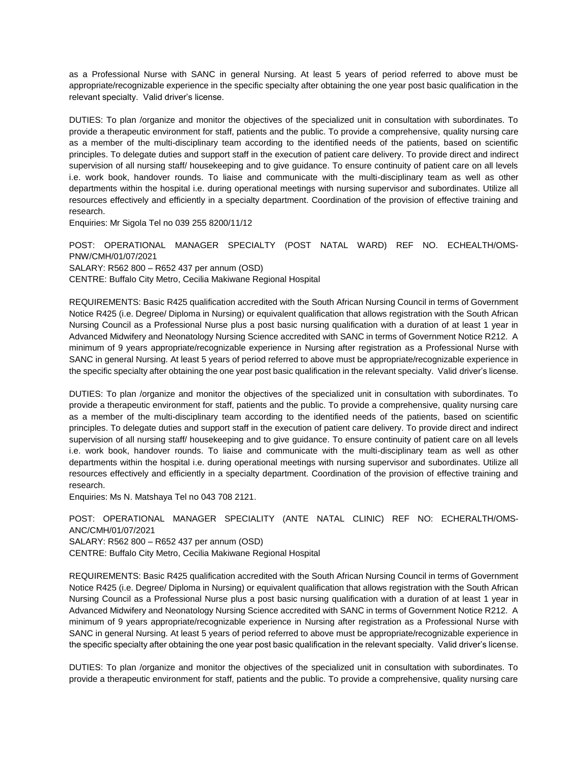as a Professional Nurse with SANC in general Nursing. At least 5 years of period referred to above must be appropriate/recognizable experience in the specific specialty after obtaining the one year post basic qualification in the relevant specialty. Valid driver's license.

DUTIES: To plan /organize and monitor the objectives of the specialized unit in consultation with subordinates. To provide a therapeutic environment for staff, patients and the public. To provide a comprehensive, quality nursing care as a member of the multi-disciplinary team according to the identified needs of the patients, based on scientific principles. To delegate duties and support staff in the execution of patient care delivery. To provide direct and indirect supervision of all nursing staff/ housekeeping and to give guidance. To ensure continuity of patient care on all levels i.e. work book, handover rounds. To liaise and communicate with the multi-disciplinary team as well as other departments within the hospital i.e. during operational meetings with nursing supervisor and subordinates. Utilize all resources effectively and efficiently in a specialty department. Coordination of the provision of effective training and research.
Enquiries: Mr Sigola Tel no 039 255 8200/11/12

POST: OPERATIONAL MANAGER SPECIALTY (POST NATAL WARD) REF NO. ECHEALTH/OMS-PNW/CMH/01/07/2021
SALARY: R562 800 – R652 437 per annum (OSD)
CENTRE: Buffalo City Metro, Cecilia Makiwane Regional Hospital

REQUIREMENTS: Basic R425 qualification accredited with the South African Nursing Council in terms of Government Notice R425 (i.e. Degree/ Diploma in Nursing) or equivalent qualification that allows registration with the South African Nursing Council as a Professional Nurse plus a post basic nursing qualification with a duration of at least 1 year in Advanced Midwifery and Neonatology Nursing Science accredited with SANC in terms of Government Notice R212. A minimum of 9 years appropriate/recognizable experience in Nursing after registration as a Professional Nurse with SANC in general Nursing. At least 5 years of period referred to above must be appropriate/recognizable experience in the specific specialty after obtaining the one year post basic qualification in the relevant specialty. Valid driver's license.

DUTIES: To plan /organize and monitor the objectives of the specialized unit in consultation with subordinates. To provide a therapeutic environment for staff, patients and the public. To provide a comprehensive, quality nursing care as a member of the multi-disciplinary team according to the identified needs of the patients, based on scientific principles. To delegate duties and support staff in the execution of patient care delivery. To provide direct and indirect supervision of all nursing staff/ housekeeping and to give guidance. To ensure continuity of patient care on all levels i.e. work book, handover rounds. To liaise and communicate with the multi-disciplinary team as well as other departments within the hospital i.e. during operational meetings with nursing supervisor and subordinates. Utilize all resources effectively and efficiently in a specialty department. Coordination of the provision of effective training and research.
Enquiries: Ms N. Matshaya Tel no 043 708 2121.

POST: OPERATIONAL MANAGER SPECIALITY (ANTE NATAL CLINIC) REF NO: ECHERALTH/OMS-ANC/CMH/01/07/2021
SALARY: R562 800 – R652 437 per annum (OSD)
CENTRE: Buffalo City Metro, Cecilia Makiwane Regional Hospital

REQUIREMENTS: Basic R425 qualification accredited with the South African Nursing Council in terms of Government Notice R425 (i.e. Degree/ Diploma in Nursing) or equivalent qualification that allows registration with the South African Nursing Council as a Professional Nurse plus a post basic nursing qualification with a duration of at least 1 year in Advanced Midwifery and Neonatology Nursing Science accredited with SANC in terms of Government Notice R212. A minimum of 9 years appropriate/recognizable experience in Nursing after registration as a Professional Nurse with SANC in general Nursing. At least 5 years of period referred to above must be appropriate/recognizable experience in the specific specialty after obtaining the one year post basic qualification in the relevant specialty. Valid driver's license.

DUTIES: To plan /organize and monitor the objectives of the specialized unit in consultation with subordinates. To provide a therapeutic environment for staff, patients and the public. To provide a comprehensive, quality nursing care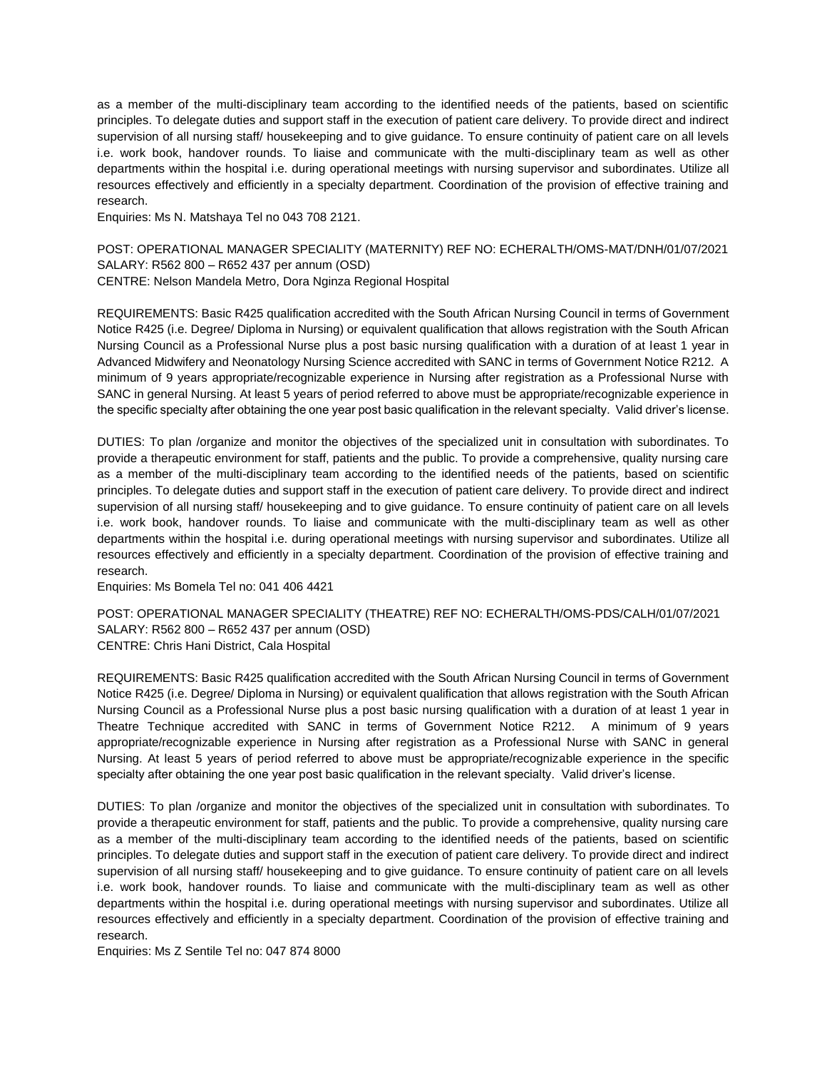as a member of the multi-disciplinary team according to the identified needs of the patients, based on scientific principles. To delegate duties and support staff in the execution of patient care delivery. To provide direct and indirect supervision of all nursing staff/ housekeeping and to give guidance. To ensure continuity of patient care on all levels i.e. work book, handover rounds. To liaise and communicate with the multi-disciplinary team as well as other departments within the hospital i.e. during operational meetings with nursing supervisor and subordinates. Utilize all resources effectively and efficiently in a specialty department. Coordination of the provision of effective training and research.

Enquiries: Ms N. Matshaya Tel no 043 708 2121.

POST: OPERATIONAL MANAGER SPECIALITY (MATERNITY) REF NO: ECHERALTH/OMS-MAT/DNH/01/07/2021
SALARY: R562 800 – R652 437 per annum (OSD)
CENTRE: Nelson Mandela Metro, Dora Nginza Regional Hospital

REQUIREMENTS: Basic R425 qualification accredited with the South African Nursing Council in terms of Government Notice R425 (i.e. Degree/ Diploma in Nursing) or equivalent qualification that allows registration with the South African Nursing Council as a Professional Nurse plus a post basic nursing qualification with a duration of at least 1 year in Advanced Midwifery and Neonatology Nursing Science accredited with SANC in terms of Government Notice R212. A minimum of 9 years appropriate/recognizable experience in Nursing after registration as a Professional Nurse with SANC in general Nursing. At least 5 years of period referred to above must be appropriate/recognizable experience in the specific specialty after obtaining the one year post basic qualification in the relevant specialty. Valid driver's license.

DUTIES: To plan /organize and monitor the objectives of the specialized unit in consultation with subordinates. To provide a therapeutic environment for staff, patients and the public. To provide a comprehensive, quality nursing care as a member of the multi-disciplinary team according to the identified needs of the patients, based on scientific principles. To delegate duties and support staff in the execution of patient care delivery. To provide direct and indirect supervision of all nursing staff/ housekeeping and to give guidance. To ensure continuity of patient care on all levels i.e. work book, handover rounds. To liaise and communicate with the multi-disciplinary team as well as other departments within the hospital i.e. during operational meetings with nursing supervisor and subordinates. Utilize all resources effectively and efficiently in a specialty department. Coordination of the provision of effective training and research.

Enquiries: Ms Bomela Tel no: 041 406 4421

POST: OPERATIONAL MANAGER SPECIALITY (THEATRE) REF NO: ECHERALTH/OMS-PDS/CALH/01/07/2021
SALARY: R562 800 – R652 437 per annum (OSD)
CENTRE: Chris Hani District, Cala Hospital

REQUIREMENTS: Basic R425 qualification accredited with the South African Nursing Council in terms of Government Notice R425 (i.e. Degree/ Diploma in Nursing) or equivalent qualification that allows registration with the South African Nursing Council as a Professional Nurse plus a post basic nursing qualification with a duration of at least 1 year in Theatre Technique accredited with SANC in terms of Government Notice R212. A minimum of 9 years appropriate/recognizable experience in Nursing after registration as a Professional Nurse with SANC in general Nursing. At least 5 years of period referred to above must be appropriate/recognizable experience in the specific specialty after obtaining the one year post basic qualification in the relevant specialty. Valid driver's license.

DUTIES: To plan /organize and monitor the objectives of the specialized unit in consultation with subordinates. To provide a therapeutic environment for staff, patients and the public. To provide a comprehensive, quality nursing care as a member of the multi-disciplinary team according to the identified needs of the patients, based on scientific principles. To delegate duties and support staff in the execution of patient care delivery. To provide direct and indirect supervision of all nursing staff/ housekeeping and to give guidance. To ensure continuity of patient care on all levels i.e. work book, handover rounds. To liaise and communicate with the multi-disciplinary team as well as other departments within the hospital i.e. during operational meetings with nursing supervisor and subordinates. Utilize all resources effectively and efficiently in a specialty department. Coordination of the provision of effective training and research.

Enquiries: Ms Z Sentile Tel no: 047 874 8000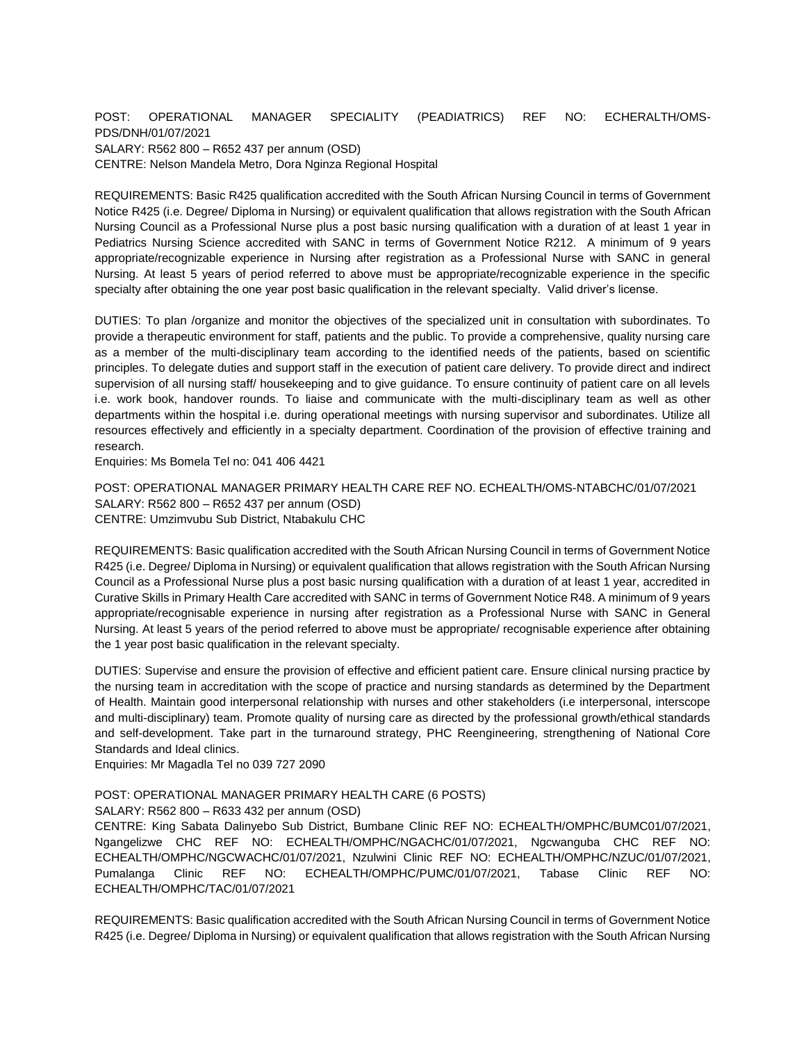POST: OPERATIONAL MANAGER SPECIALITY (PEADIATRICS) REF NO: ECHERALTH/OMS-PDS/DNH/01/07/2021
SALARY: R562 800 – R652 437 per annum (OSD)
CENTRE: Nelson Mandela Metro, Dora Nginza Regional Hospital

REQUIREMENTS: Basic R425 qualification accredited with the South African Nursing Council in terms of Government Notice R425 (i.e. Degree/ Diploma in Nursing) or equivalent qualification that allows registration with the South African Nursing Council as a Professional Nurse plus a post basic nursing qualification with a duration of at least 1 year in Pediatrics Nursing Science accredited with SANC in terms of Government Notice R212. A minimum of 9 years appropriate/recognizable experience in Nursing after registration as a Professional Nurse with SANC in general Nursing. At least 5 years of period referred to above must be appropriate/recognizable experience in the specific specialty after obtaining the one year post basic qualification in the relevant specialty. Valid driver's license.

DUTIES: To plan /organize and monitor the objectives of the specialized unit in consultation with subordinates. To provide a therapeutic environment for staff, patients and the public. To provide a comprehensive, quality nursing care as a member of the multi-disciplinary team according to the identified needs of the patients, based on scientific principles. To delegate duties and support staff in the execution of patient care delivery. To provide direct and indirect supervision of all nursing staff/ housekeeping and to give guidance. To ensure continuity of patient care on all levels i.e. work book, handover rounds. To liaise and communicate with the multi-disciplinary team as well as other departments within the hospital i.e. during operational meetings with nursing supervisor and subordinates. Utilize all resources effectively and efficiently in a specialty department. Coordination of the provision of effective training and research.
Enquiries: Ms Bomela Tel no: 041 406 4421

POST: OPERATIONAL MANAGER PRIMARY HEALTH CARE REF NO. ECHEALTH/OMS-NTABCHC/01/07/2021
SALARY: R562 800 – R652 437 per annum (OSD)
CENTRE: Umzimvubu Sub District, Ntabakulu CHC

REQUIREMENTS: Basic qualification accredited with the South African Nursing Council in terms of Government Notice R425 (i.e. Degree/ Diploma in Nursing) or equivalent qualification that allows registration with the South African Nursing Council as a Professional Nurse plus a post basic nursing qualification with a duration of at least 1 year, accredited in Curative Skills in Primary Health Care accredited with SANC in terms of Government Notice R48. A minimum of 9 years appropriate/recognisable experience in nursing after registration as a Professional Nurse with SANC in General Nursing. At least 5 years of the period referred to above must be appropriate/ recognisable experience after obtaining the 1 year post basic qualification in the relevant specialty.

DUTIES: Supervise and ensure the provision of effective and efficient patient care. Ensure clinical nursing practice by the nursing team in accreditation with the scope of practice and nursing standards as determined by the Department of Health. Maintain good interpersonal relationship with nurses and other stakeholders (i.e interpersonal, interscope and multi-disciplinary) team. Promote quality of nursing care as directed by the professional growth/ethical standards and self-development. Take part in the turnaround strategy, PHC Reengineering, strengthening of National Core Standards and Ideal clinics.
Enquiries: Mr Magadla Tel no 039 727 2090

POST: OPERATIONAL MANAGER PRIMARY HEALTH CARE (6 POSTS)
SALARY: R562 800 – R633 432 per annum (OSD)
CENTRE: King Sabata Dalinyebo Sub District, Bumbane Clinic REF NO: ECHEALTH/OMPHC/BUMC01/07/2021, Ngangelizwe CHC REF NO: ECHEALTH/OMPHC/NGACHC/01/07/2021, Ngcwanguba CHC REF NO: ECHEALTH/OMPHC/NGCWACHC/01/07/2021, Nzulwini Clinic REF NO: ECHEALTH/OMPHC/NZUC/01/07/2021, Pumalanga Clinic REF NO: ECHEALTH/OMPHC/PUMC/01/07/2021, Tabase Clinic REF NO: ECHEALTH/OMPHC/TAC/01/07/2021

REQUIREMENTS: Basic qualification accredited with the South African Nursing Council in terms of Government Notice R425 (i.e. Degree/ Diploma in Nursing) or equivalent qualification that allows registration with the South African Nursing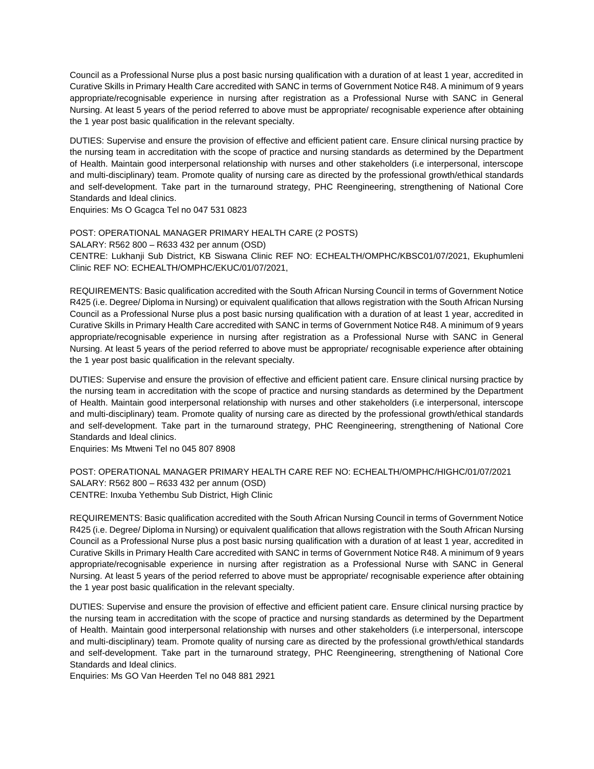Council as a Professional Nurse plus a post basic nursing qualification with a duration of at least 1 year, accredited in Curative Skills in Primary Health Care accredited with SANC in terms of Government Notice R48. A minimum of 9 years appropriate/recognisable experience in nursing after registration as a Professional Nurse with SANC in General Nursing. At least 5 years of the period referred to above must be appropriate/ recognisable experience after obtaining the 1 year post basic qualification in the relevant specialty.

DUTIES: Supervise and ensure the provision of effective and efficient patient care. Ensure clinical nursing practice by the nursing team in accreditation with the scope of practice and nursing standards as determined by the Department of Health. Maintain good interpersonal relationship with nurses and other stakeholders (i.e interpersonal, interscope and multi-disciplinary) team. Promote quality of nursing care as directed by the professional growth/ethical standards and self-development. Take part in the turnaround strategy, PHC Reengineering, strengthening of National Core Standards and Ideal clinics.
Enquiries: Ms O Gcagca Tel no 047 531 0823

POST: OPERATIONAL MANAGER PRIMARY HEALTH CARE (2 POSTS)
SALARY: R562 800 – R633 432 per annum (OSD)
CENTRE: Lukhanji Sub District, KB Siswana Clinic REF NO: ECHEALTH/OMPHC/KBSC01/07/2021, Ekuphumleni Clinic REF NO: ECHEALTH/OMPHC/EKUC/01/07/2021,

REQUIREMENTS: Basic qualification accredited with the South African Nursing Council in terms of Government Notice R425 (i.e. Degree/ Diploma in Nursing) or equivalent qualification that allows registration with the South African Nursing Council as a Professional Nurse plus a post basic nursing qualification with a duration of at least 1 year, accredited in Curative Skills in Primary Health Care accredited with SANC in terms of Government Notice R48. A minimum of 9 years appropriate/recognisable experience in nursing after registration as a Professional Nurse with SANC in General Nursing. At least 5 years of the period referred to above must be appropriate/ recognisable experience after obtaining the 1 year post basic qualification in the relevant specialty.

DUTIES: Supervise and ensure the provision of effective and efficient patient care. Ensure clinical nursing practice by the nursing team in accreditation with the scope of practice and nursing standards as determined by the Department of Health. Maintain good interpersonal relationship with nurses and other stakeholders (i.e interpersonal, interscope and multi-disciplinary) team. Promote quality of nursing care as directed by the professional growth/ethical standards and self-development. Take part in the turnaround strategy, PHC Reengineering, strengthening of National Core Standards and Ideal clinics.
Enquiries: Ms Mtweni Tel no 045 807 8908

POST: OPERATIONAL MANAGER PRIMARY HEALTH CARE REF NO: ECHEALTH/OMPHC/HIGHC/01/07/2021
SALARY: R562 800 – R633 432 per annum (OSD)
CENTRE: Inxuba Yethembu Sub District, High Clinic

REQUIREMENTS: Basic qualification accredited with the South African Nursing Council in terms of Government Notice R425 (i.e. Degree/ Diploma in Nursing) or equivalent qualification that allows registration with the South African Nursing Council as a Professional Nurse plus a post basic nursing qualification with a duration of at least 1 year, accredited in Curative Skills in Primary Health Care accredited with SANC in terms of Government Notice R48. A minimum of 9 years appropriate/recognisable experience in nursing after registration as a Professional Nurse with SANC in General Nursing. At least 5 years of the period referred to above must be appropriate/ recognisable experience after obtaining the 1 year post basic qualification in the relevant specialty.

DUTIES: Supervise and ensure the provision of effective and efficient patient care. Ensure clinical nursing practice by the nursing team in accreditation with the scope of practice and nursing standards as determined by the Department of Health. Maintain good interpersonal relationship with nurses and other stakeholders (i.e interpersonal, interscope and multi-disciplinary) team. Promote quality of nursing care as directed by the professional growth/ethical standards and self-development. Take part in the turnaround strategy, PHC Reengineering, strengthening of National Core Standards and Ideal clinics.
Enquiries: Ms GO Van Heerden Tel no 048 881 2921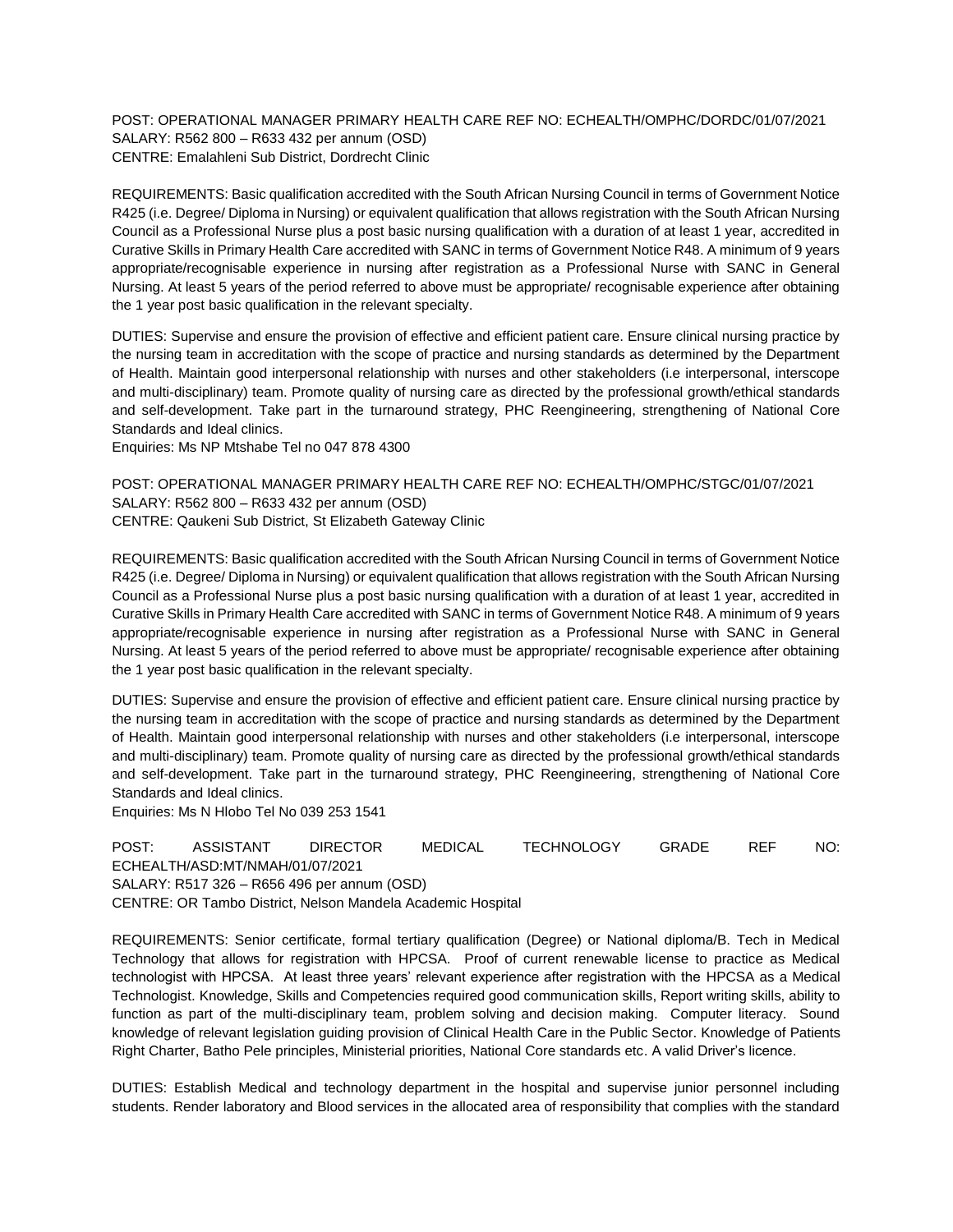POST: OPERATIONAL MANAGER PRIMARY HEALTH CARE REF NO: ECHEALTH/OMPHC/DORDC/01/07/2021
SALARY: R562 800 – R633 432 per annum (OSD)
CENTRE: Emalahleni Sub District, Dordrecht Clinic

REQUIREMENTS: Basic qualification accredited with the South African Nursing Council in terms of Government Notice R425 (i.e. Degree/ Diploma in Nursing) or equivalent qualification that allows registration with the South African Nursing Council as a Professional Nurse plus a post basic nursing qualification with a duration of at least 1 year, accredited in Curative Skills in Primary Health Care accredited with SANC in terms of Government Notice R48. A minimum of 9 years appropriate/recognisable experience in nursing after registration as a Professional Nurse with SANC in General Nursing. At least 5 years of the period referred to above must be appropriate/ recognisable experience after obtaining the 1 year post basic qualification in the relevant specialty.

DUTIES: Supervise and ensure the provision of effective and efficient patient care. Ensure clinical nursing practice by the nursing team in accreditation with the scope of practice and nursing standards as determined by the Department of Health. Maintain good interpersonal relationship with nurses and other stakeholders (i.e interpersonal, interscope and multi-disciplinary) team. Promote quality of nursing care as directed by the professional growth/ethical standards and self-development. Take part in the turnaround strategy, PHC Reengineering, strengthening of National Core Standards and Ideal clinics.
Enquiries: Ms NP Mtshabe Tel no 047 878 4300

POST: OPERATIONAL MANAGER PRIMARY HEALTH CARE REF NO: ECHEALTH/OMPHC/STGC/01/07/2021
SALARY: R562 800 – R633 432 per annum (OSD)
CENTRE: Qaukeni Sub District, St Elizabeth Gateway Clinic

REQUIREMENTS: Basic qualification accredited with the South African Nursing Council in terms of Government Notice R425 (i.e. Degree/ Diploma in Nursing) or equivalent qualification that allows registration with the South African Nursing Council as a Professional Nurse plus a post basic nursing qualification with a duration of at least 1 year, accredited in Curative Skills in Primary Health Care accredited with SANC in terms of Government Notice R48. A minimum of 9 years appropriate/recognisable experience in nursing after registration as a Professional Nurse with SANC in General Nursing. At least 5 years of the period referred to above must be appropriate/ recognisable experience after obtaining the 1 year post basic qualification in the relevant specialty.

DUTIES: Supervise and ensure the provision of effective and efficient patient care. Ensure clinical nursing practice by the nursing team in accreditation with the scope of practice and nursing standards as determined by the Department of Health. Maintain good interpersonal relationship with nurses and other stakeholders (i.e interpersonal, interscope and multi-disciplinary) team. Promote quality of nursing care as directed by the professional growth/ethical standards and self-development. Take part in the turnaround strategy, PHC Reengineering, strengthening of National Core Standards and Ideal clinics.
Enquiries: Ms N Hlobo Tel No 039 253 1541

POST: ASSISTANT DIRECTOR MEDICAL TECHNOLOGY GRADE REF NO: ECHEALTH/ASD:MT/NMAH/01/07/2021
SALARY: R517 326 – R656 496 per annum (OSD)
CENTRE: OR Tambo District, Nelson Mandela Academic Hospital

REQUIREMENTS: Senior certificate, formal tertiary qualification (Degree) or National diploma/B. Tech in Medical Technology that allows for registration with HPCSA. Proof of current renewable license to practice as Medical technologist with HPCSA. At least three years' relevant experience after registration with the HPCSA as a Medical Technologist. Knowledge, Skills and Competencies required good communication skills, Report writing skills, ability to function as part of the multi-disciplinary team, problem solving and decision making. Computer literacy. Sound knowledge of relevant legislation guiding provision of Clinical Health Care in the Public Sector. Knowledge of Patients Right Charter, Batho Pele principles, Ministerial priorities, National Core standards etc. A valid Driver's licence.

DUTIES: Establish Medical and technology department in the hospital and supervise junior personnel including students. Render laboratory and Blood services in the allocated area of responsibility that complies with the standard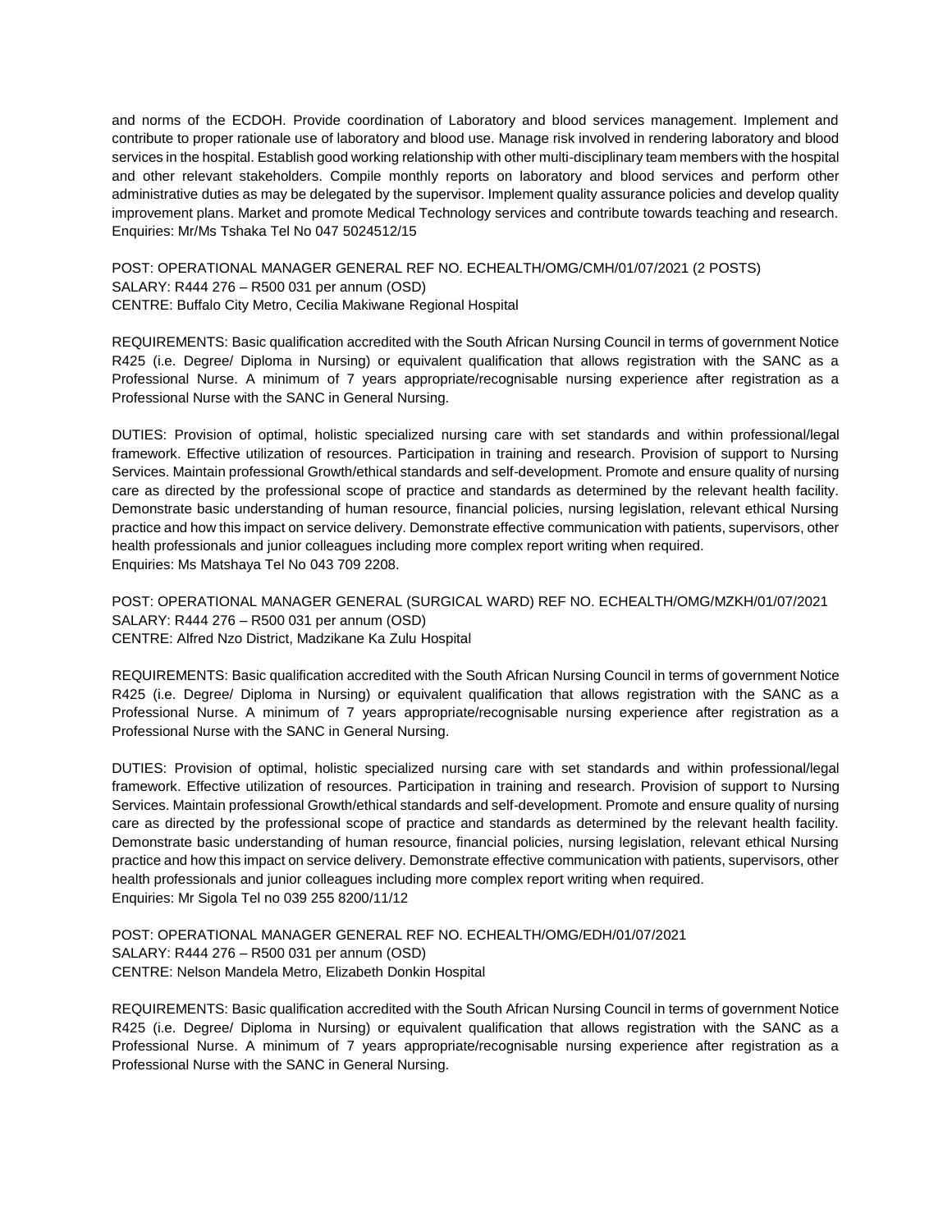and norms of the ECDOH. Provide coordination of Laboratory and blood services management. Implement and contribute to proper rationale use of laboratory and blood use. Manage risk involved in rendering laboratory and blood services in the hospital. Establish good working relationship with other multi-disciplinary team members with the hospital and other relevant stakeholders. Compile monthly reports on laboratory and blood services and perform other administrative duties as may be delegated by the supervisor. Implement quality assurance policies and develop quality improvement plans. Market and promote Medical Technology services and contribute towards teaching and research.
Enquiries: Mr/Ms Tshaka Tel No 047 5024512/15

POST: OPERATIONAL MANAGER GENERAL REF NO. ECHEALTH/OMG/CMH/01/07/2021 (2 POSTS)
SALARY: R444 276 – R500 031 per annum (OSD)
CENTRE: Buffalo City Metro, Cecilia Makiwane Regional Hospital

REQUIREMENTS: Basic qualification accredited with the South African Nursing Council in terms of government Notice R425 (i.e. Degree/ Diploma in Nursing) or equivalent qualification that allows registration with the SANC as a Professional Nurse. A minimum of 7 years appropriate/recognisable nursing experience after registration as a Professional Nurse with the SANC in General Nursing.

DUTIES: Provision of optimal, holistic specialized nursing care with set standards and within professional/legal framework. Effective utilization of resources. Participation in training and research. Provision of support to Nursing Services. Maintain professional Growth/ethical standards and self-development. Promote and ensure quality of nursing care as directed by the professional scope of practice and standards as determined by the relevant health facility. Demonstrate basic understanding of human resource, financial policies, nursing legislation, relevant ethical Nursing practice and how this impact on service delivery. Demonstrate effective communication with patients, supervisors, other health professionals and junior colleagues including more complex report writing when required.
Enquiries: Ms Matshaya Tel No 043 709 2208.

POST: OPERATIONAL MANAGER GENERAL (SURGICAL WARD) REF NO. ECHEALTH/OMG/MZKH/01/07/2021
SALARY: R444 276 – R500 031 per annum (OSD)
CENTRE: Alfred Nzo District, Madzikane Ka Zulu Hospital

REQUIREMENTS: Basic qualification accredited with the South African Nursing Council in terms of government Notice R425 (i.e. Degree/ Diploma in Nursing) or equivalent qualification that allows registration with the SANC as a Professional Nurse. A minimum of 7 years appropriate/recognisable nursing experience after registration as a Professional Nurse with the SANC in General Nursing.

DUTIES: Provision of optimal, holistic specialized nursing care with set standards and within professional/legal framework. Effective utilization of resources. Participation in training and research. Provision of support to Nursing Services. Maintain professional Growth/ethical standards and self-development. Promote and ensure quality of nursing care as directed by the professional scope of practice and standards as determined by the relevant health facility. Demonstrate basic understanding of human resource, financial policies, nursing legislation, relevant ethical Nursing practice and how this impact on service delivery. Demonstrate effective communication with patients, supervisors, other health professionals and junior colleagues including more complex report writing when required.
Enquiries: Mr Sigola Tel no 039 255 8200/11/12

POST: OPERATIONAL MANAGER GENERAL REF NO. ECHEALTH/OMG/EDH/01/07/2021
SALARY: R444 276 – R500 031 per annum (OSD)
CENTRE: Nelson Mandela Metro, Elizabeth Donkin Hospital

REQUIREMENTS: Basic qualification accredited with the South African Nursing Council in terms of government Notice R425 (i.e. Degree/ Diploma in Nursing) or equivalent qualification that allows registration with the SANC as a Professional Nurse. A minimum of 7 years appropriate/recognisable nursing experience after registration as a Professional Nurse with the SANC in General Nursing.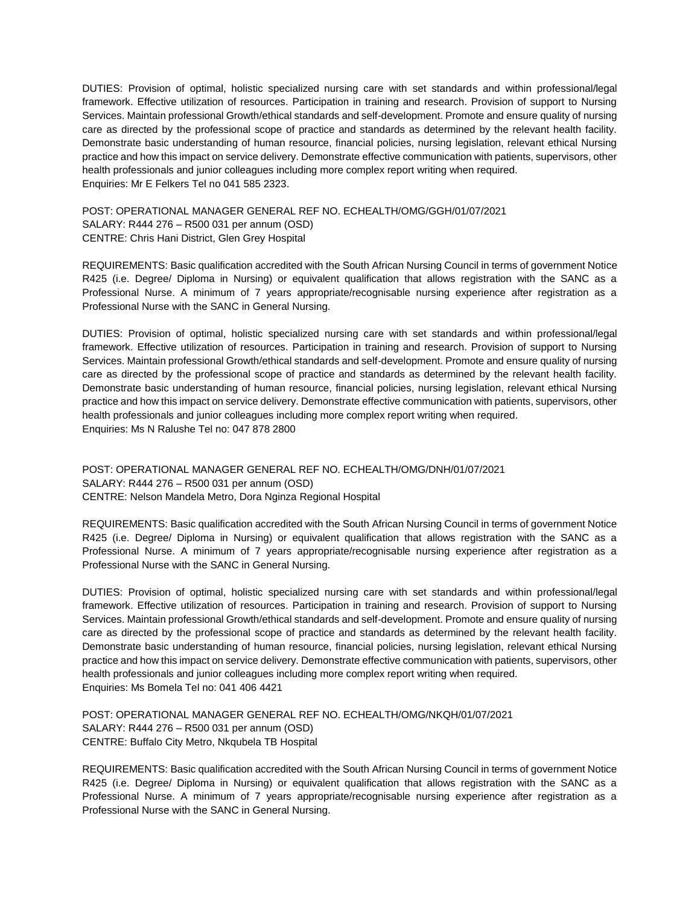DUTIES: Provision of optimal, holistic specialized nursing care with set standards and within professional/legal framework. Effective utilization of resources. Participation in training and research. Provision of support to Nursing Services. Maintain professional Growth/ethical standards and self-development. Promote and ensure quality of nursing care as directed by the professional scope of practice and standards as determined by the relevant health facility. Demonstrate basic understanding of human resource, financial policies, nursing legislation, relevant ethical Nursing practice and how this impact on service delivery. Demonstrate effective communication with patients, supervisors, other health professionals and junior colleagues including more complex report writing when required.
Enquiries: Mr E Felkers Tel no 041 585 2323.

POST: OPERATIONAL MANAGER GENERAL REF NO. ECHEALTH/OMG/GGH/01/07/2021
SALARY: R444 276 – R500 031 per annum (OSD)
CENTRE: Chris Hani District, Glen Grey Hospital

REQUIREMENTS: Basic qualification accredited with the South African Nursing Council in terms of government Notice R425 (i.e. Degree/ Diploma in Nursing) or equivalent qualification that allows registration with the SANC as a Professional Nurse. A minimum of 7 years appropriate/recognisable nursing experience after registration as a Professional Nurse with the SANC in General Nursing.

DUTIES: Provision of optimal, holistic specialized nursing care with set standards and within professional/legal framework. Effective utilization of resources. Participation in training and research. Provision of support to Nursing Services. Maintain professional Growth/ethical standards and self-development. Promote and ensure quality of nursing care as directed by the professional scope of practice and standards as determined by the relevant health facility. Demonstrate basic understanding of human resource, financial policies, nursing legislation, relevant ethical Nursing practice and how this impact on service delivery. Demonstrate effective communication with patients, supervisors, other health professionals and junior colleagues including more complex report writing when required.
Enquiries: Ms N Ralushe Tel no: 047 878 2800

POST: OPERATIONAL MANAGER GENERAL REF NO. ECHEALTH/OMG/DNH/01/07/2021
SALARY: R444 276 – R500 031 per annum (OSD)
CENTRE: Nelson Mandela Metro, Dora Nginza Regional Hospital

REQUIREMENTS: Basic qualification accredited with the South African Nursing Council in terms of government Notice R425 (i.e. Degree/ Diploma in Nursing) or equivalent qualification that allows registration with the SANC as a Professional Nurse. A minimum of 7 years appropriate/recognisable nursing experience after registration as a Professional Nurse with the SANC in General Nursing.

DUTIES: Provision of optimal, holistic specialized nursing care with set standards and within professional/legal framework. Effective utilization of resources. Participation in training and research. Provision of support to Nursing Services. Maintain professional Growth/ethical standards and self-development. Promote and ensure quality of nursing care as directed by the professional scope of practice and standards as determined by the relevant health facility. Demonstrate basic understanding of human resource, financial policies, nursing legislation, relevant ethical Nursing practice and how this impact on service delivery. Demonstrate effective communication with patients, supervisors, other health professionals and junior colleagues including more complex report writing when required.
Enquiries: Ms Bomela Tel no: 041 406 4421

POST: OPERATIONAL MANAGER GENERAL REF NO. ECHEALTH/OMG/NKQH/01/07/2021
SALARY: R444 276 – R500 031 per annum (OSD)
CENTRE: Buffalo City Metro, Nkqubela TB Hospital

REQUIREMENTS: Basic qualification accredited with the South African Nursing Council in terms of government Notice R425 (i.e. Degree/ Diploma in Nursing) or equivalent qualification that allows registration with the SANC as a Professional Nurse. A minimum of 7 years appropriate/recognisable nursing experience after registration as a Professional Nurse with the SANC in General Nursing.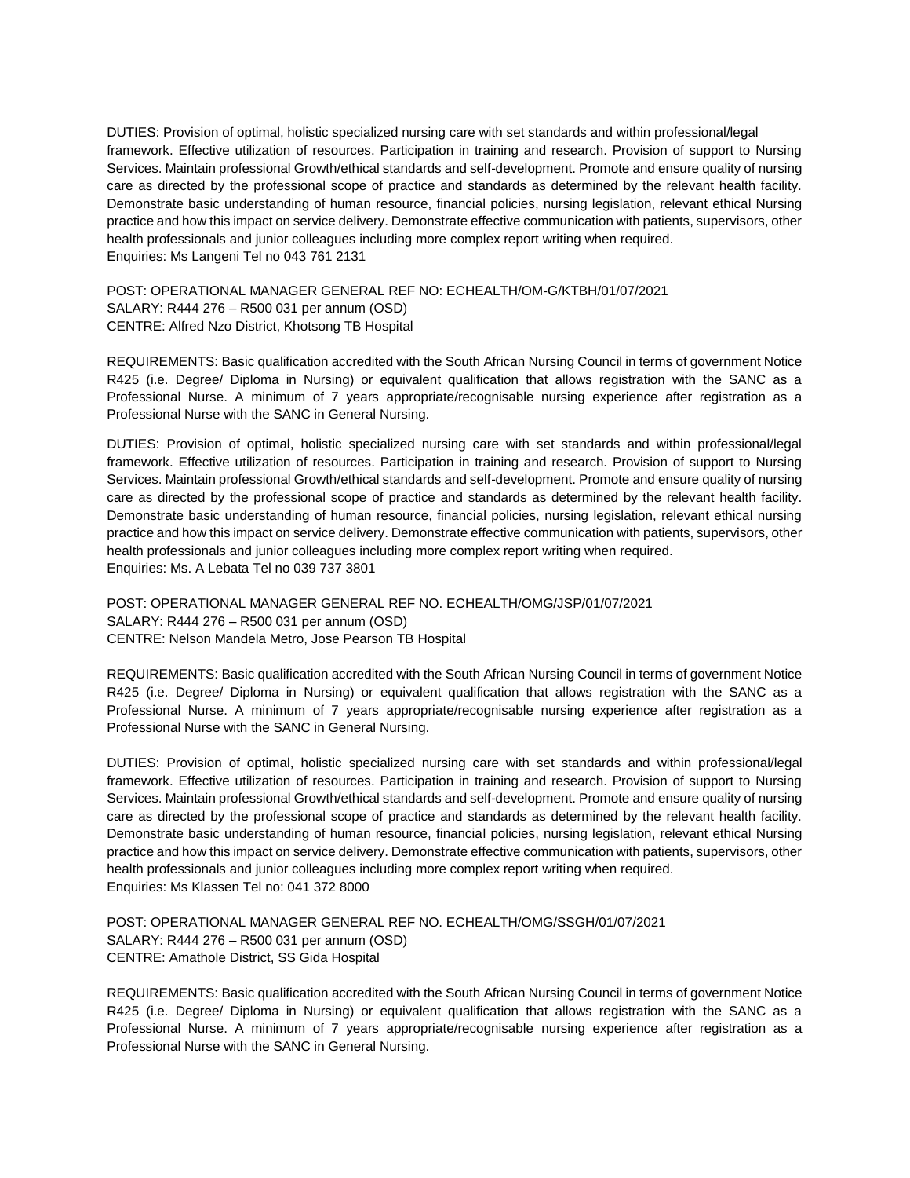DUTIES: Provision of optimal, holistic specialized nursing care with set standards and within professional/legal framework. Effective utilization of resources. Participation in training and research. Provision of support to Nursing Services. Maintain professional Growth/ethical standards and self-development. Promote and ensure quality of nursing care as directed by the professional scope of practice and standards as determined by the relevant health facility. Demonstrate basic understanding of human resource, financial policies, nursing legislation, relevant ethical Nursing practice and how this impact on service delivery. Demonstrate effective communication with patients, supervisors, other health professionals and junior colleagues including more complex report writing when required.
Enquiries: Ms Langeni Tel no 043 761 2131

POST: OPERATIONAL MANAGER GENERAL REF NO: ECHEALTH/OM-G/KTBH/01/07/2021
SALARY: R444 276 – R500 031 per annum (OSD)
CENTRE: Alfred Nzo District, Khotsong TB Hospital

REQUIREMENTS: Basic qualification accredited with the South African Nursing Council in terms of government Notice R425 (i.e. Degree/ Diploma in Nursing) or equivalent qualification that allows registration with the SANC as a Professional Nurse. A minimum of 7 years appropriate/recognisable nursing experience after registration as a Professional Nurse with the SANC in General Nursing.

DUTIES: Provision of optimal, holistic specialized nursing care with set standards and within professional/legal framework. Effective utilization of resources. Participation in training and research. Provision of support to Nursing Services. Maintain professional Growth/ethical standards and self-development. Promote and ensure quality of nursing care as directed by the professional scope of practice and standards as determined by the relevant health facility. Demonstrate basic understanding of human resource, financial policies, nursing legislation, relevant ethical nursing practice and how this impact on service delivery. Demonstrate effective communication with patients, supervisors, other health professionals and junior colleagues including more complex report writing when required.
Enquiries: Ms. A Lebata Tel no 039 737 3801

POST: OPERATIONAL MANAGER GENERAL REF NO. ECHEALTH/OMG/JSP/01/07/2021
SALARY: R444 276 – R500 031 per annum (OSD)
CENTRE: Nelson Mandela Metro, Jose Pearson TB Hospital

REQUIREMENTS: Basic qualification accredited with the South African Nursing Council in terms of government Notice R425 (i.e. Degree/ Diploma in Nursing) or equivalent qualification that allows registration with the SANC as a Professional Nurse. A minimum of 7 years appropriate/recognisable nursing experience after registration as a Professional Nurse with the SANC in General Nursing.

DUTIES: Provision of optimal, holistic specialized nursing care with set standards and within professional/legal framework. Effective utilization of resources. Participation in training and research. Provision of support to Nursing Services. Maintain professional Growth/ethical standards and self-development. Promote and ensure quality of nursing care as directed by the professional scope of practice and standards as determined by the relevant health facility. Demonstrate basic understanding of human resource, financial policies, nursing legislation, relevant ethical Nursing practice and how this impact on service delivery. Demonstrate effective communication with patients, supervisors, other health professionals and junior colleagues including more complex report writing when required.
Enquiries: Ms Klassen Tel no: 041 372 8000

POST: OPERATIONAL MANAGER GENERAL REF NO. ECHEALTH/OMG/SSGH/01/07/2021
SALARY: R444 276 – R500 031 per annum (OSD)
CENTRE: Amathole District, SS Gida Hospital

REQUIREMENTS: Basic qualification accredited with the South African Nursing Council in terms of government Notice R425 (i.e. Degree/ Diploma in Nursing) or equivalent qualification that allows registration with the SANC as a Professional Nurse. A minimum of 7 years appropriate/recognisable nursing experience after registration as a Professional Nurse with the SANC in General Nursing.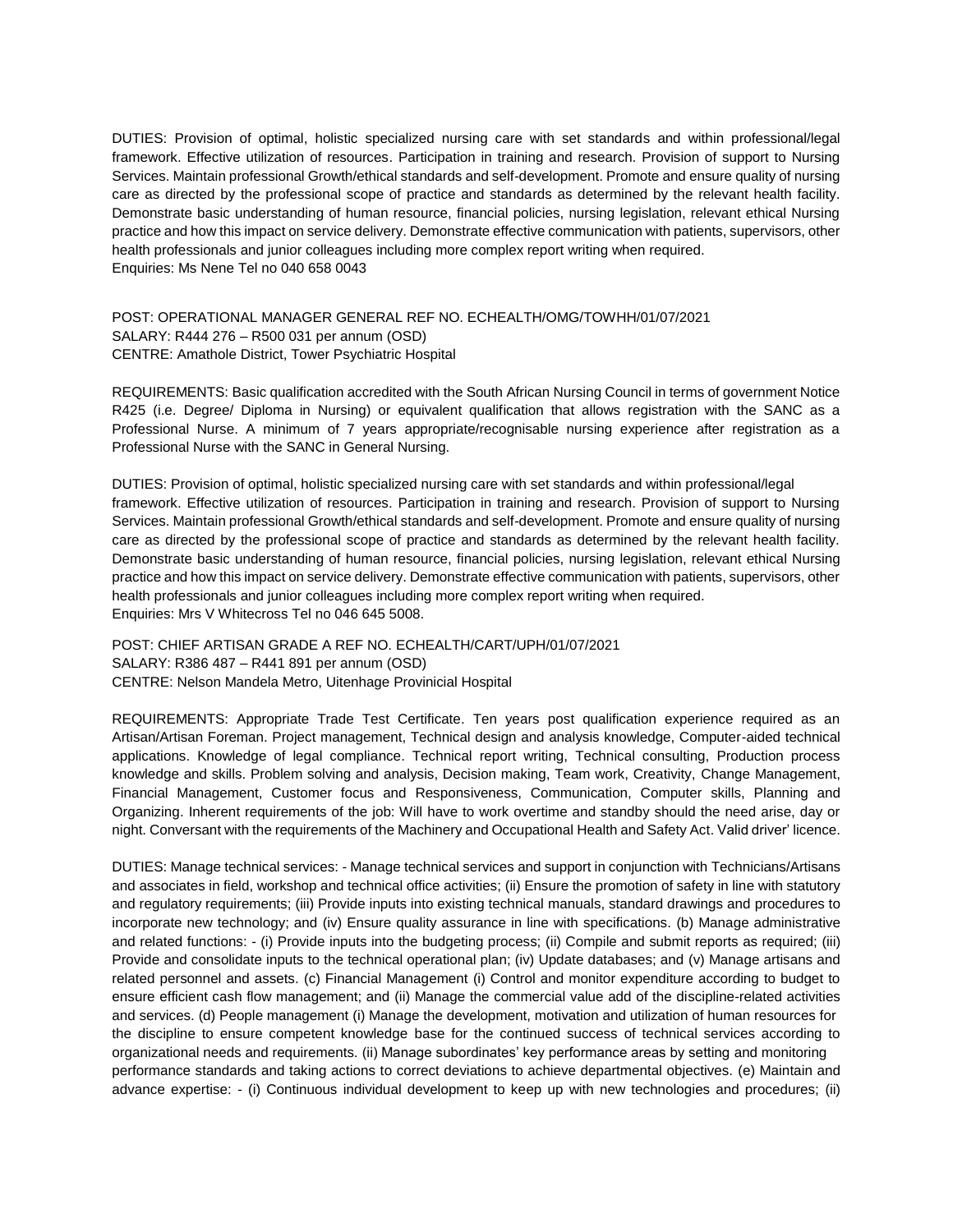DUTIES: Provision of optimal, holistic specialized nursing care with set standards and within professional/legal framework. Effective utilization of resources. Participation in training and research. Provision of support to Nursing Services. Maintain professional Growth/ethical standards and self-development. Promote and ensure quality of nursing care as directed by the professional scope of practice and standards as determined by the relevant health facility. Demonstrate basic understanding of human resource, financial policies, nursing legislation, relevant ethical Nursing practice and how this impact on service delivery. Demonstrate effective communication with patients, supervisors, other health professionals and junior colleagues including more complex report writing when required.
Enquiries: Ms Nene Tel no 040 658 0043

POST: OPERATIONAL MANAGER GENERAL REF NO. ECHEALTH/OMG/TOWHH/01/07/2021
SALARY: R444 276 – R500 031 per annum (OSD)
CENTRE: Amathole District, Tower Psychiatric Hospital

REQUIREMENTS: Basic qualification accredited with the South African Nursing Council in terms of government Notice R425 (i.e. Degree/ Diploma in Nursing) or equivalent qualification that allows registration with the SANC as a Professional Nurse. A minimum of 7 years appropriate/recognisable nursing experience after registration as a Professional Nurse with the SANC in General Nursing.

DUTIES: Provision of optimal, holistic specialized nursing care with set standards and within professional/legal framework. Effective utilization of resources. Participation in training and research. Provision of support to Nursing Services. Maintain professional Growth/ethical standards and self-development. Promote and ensure quality of nursing care as directed by the professional scope of practice and standards as determined by the relevant health facility. Demonstrate basic understanding of human resource, financial policies, nursing legislation, relevant ethical Nursing practice and how this impact on service delivery. Demonstrate effective communication with patients, supervisors, other health professionals and junior colleagues including more complex report writing when required.
Enquiries: Mrs V Whitecross Tel no 046 645 5008.

POST: CHIEF ARTISAN GRADE A REF NO. ECHEALTH/CART/UPH/01/07/2021
SALARY: R386 487 – R441 891 per annum (OSD)
CENTRE: Nelson Mandela Metro, Uitenhage Provinicial Hospital

REQUIREMENTS: Appropriate Trade Test Certificate. Ten years post qualification experience required as an Artisan/Artisan Foreman. Project management, Technical design and analysis knowledge, Computer-aided technical applications. Knowledge of legal compliance. Technical report writing, Technical consulting, Production process knowledge and skills. Problem solving and analysis, Decision making, Team work, Creativity, Change Management, Financial Management, Customer focus and Responsiveness, Communication, Computer skills, Planning and Organizing. Inherent requirements of the job: Will have to work overtime and standby should the need arise, day or night. Conversant with the requirements of the Machinery and Occupational Health and Safety Act. Valid driver' licence.

DUTIES: Manage technical services: - Manage technical services and support in conjunction with Technicians/Artisans and associates in field, workshop and technical office activities; (ii) Ensure the promotion of safety in line with statutory and regulatory requirements; (iii) Provide inputs into existing technical manuals, standard drawings and procedures to incorporate new technology; and (iv) Ensure quality assurance in line with specifications. (b) Manage administrative and related functions: - (i) Provide inputs into the budgeting process; (ii) Compile and submit reports as required; (iii) Provide and consolidate inputs to the technical operational plan; (iv) Update databases; and (v) Manage artisans and related personnel and assets. (c) Financial Management (i) Control and monitor expenditure according to budget to ensure efficient cash flow management; and (ii) Manage the commercial value add of the discipline-related activities and services. (d) People management (i) Manage the development, motivation and utilization of human resources for the discipline to ensure competent knowledge base for the continued success of technical services according to organizational needs and requirements. (ii) Manage subordinates' key performance areas by setting and monitoring performance standards and taking actions to correct deviations to achieve departmental objectives. (e) Maintain and advance expertise: - (i) Continuous individual development to keep up with new technologies and procedures; (ii)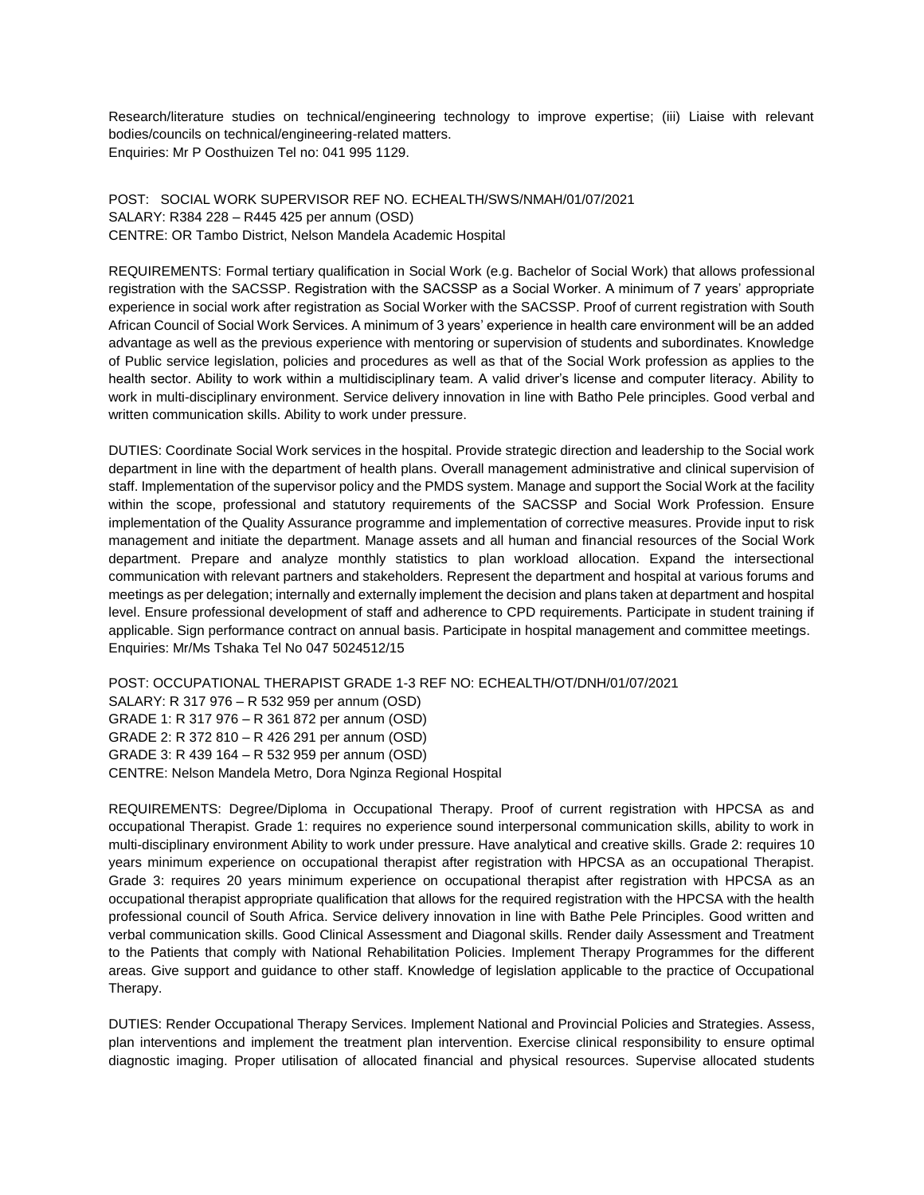Research/literature studies on technical/engineering technology to improve expertise; (iii) Liaise with relevant bodies/councils on technical/engineering-related matters.
Enquiries: Mr P Oosthuizen Tel no: 041 995 1129.

POST: SOCIAL WORK SUPERVISOR REF NO. ECHEALTH/SWS/NMAH/01/07/2021
SALARY: R384 228 – R445 425 per annum (OSD)
CENTRE: OR Tambo District, Nelson Mandela Academic Hospital

REQUIREMENTS: Formal tertiary qualification in Social Work (e.g. Bachelor of Social Work) that allows professional registration with the SACSSP. Registration with the SACSSP as a Social Worker. A minimum of 7 years' appropriate experience in social work after registration as Social Worker with the SACSSP. Proof of current registration with South African Council of Social Work Services. A minimum of 3 years' experience in health care environment will be an added advantage as well as the previous experience with mentoring or supervision of students and subordinates. Knowledge of Public service legislation, policies and procedures as well as that of the Social Work profession as applies to the health sector. Ability to work within a multidisciplinary team. A valid driver's license and computer literacy. Ability to work in multi-disciplinary environment. Service delivery innovation in line with Batho Pele principles. Good verbal and written communication skills. Ability to work under pressure.

DUTIES: Coordinate Social Work services in the hospital. Provide strategic direction and leadership to the Social work department in line with the department of health plans. Overall management administrative and clinical supervision of staff. Implementation of the supervisor policy and the PMDS system. Manage and support the Social Work at the facility within the scope, professional and statutory requirements of the SACSSP and Social Work Profession. Ensure implementation of the Quality Assurance programme and implementation of corrective measures. Provide input to risk management and initiate the department. Manage assets and all human and financial resources of the Social Work department. Prepare and analyze monthly statistics to plan workload allocation. Expand the intersectional communication with relevant partners and stakeholders. Represent the department and hospital at various forums and meetings as per delegation; internally and externally implement the decision and plans taken at department and hospital level. Ensure professional development of staff and adherence to CPD requirements. Participate in student training if applicable. Sign performance contract on annual basis. Participate in hospital management and committee meetings.
Enquiries: Mr/Ms Tshaka Tel No 047 5024512/15

POST: OCCUPATIONAL THERAPIST GRADE 1-3 REF NO: ECHEALTH/OT/DNH/01/07/2021
SALARY: R 317 976 – R 532 959 per annum (OSD)
GRADE 1: R 317 976 – R 361 872 per annum (OSD)
GRADE 2: R 372 810 – R 426 291 per annum (OSD)
GRADE 3: R 439 164 – R 532 959 per annum (OSD)
CENTRE: Nelson Mandela Metro, Dora Nginza Regional Hospital

REQUIREMENTS: Degree/Diploma in Occupational Therapy. Proof of current registration with HPCSA as and occupational Therapist. Grade 1: requires no experience sound interpersonal communication skills, ability to work in multi-disciplinary environment Ability to work under pressure. Have analytical and creative skills. Grade 2: requires 10 years minimum experience on occupational therapist after registration with HPCSA as an occupational Therapist. Grade 3: requires 20 years minimum experience on occupational therapist after registration with HPCSA as an occupational therapist appropriate qualification that allows for the required registration with the HPCSA with the health professional council of South Africa. Service delivery innovation in line with Bathe Pele Principles. Good written and verbal communication skills. Good Clinical Assessment and Diagonal skills. Render daily Assessment and Treatment to the Patients that comply with National Rehabilitation Policies. Implement Therapy Programmes for the different areas. Give support and guidance to other staff. Knowledge of legislation applicable to the practice of Occupational Therapy.

DUTIES: Render Occupational Therapy Services. Implement National and Provincial Policies and Strategies. Assess, plan interventions and implement the treatment plan intervention. Exercise clinical responsibility to ensure optimal diagnostic imaging. Proper utilisation of allocated financial and physical resources. Supervise allocated students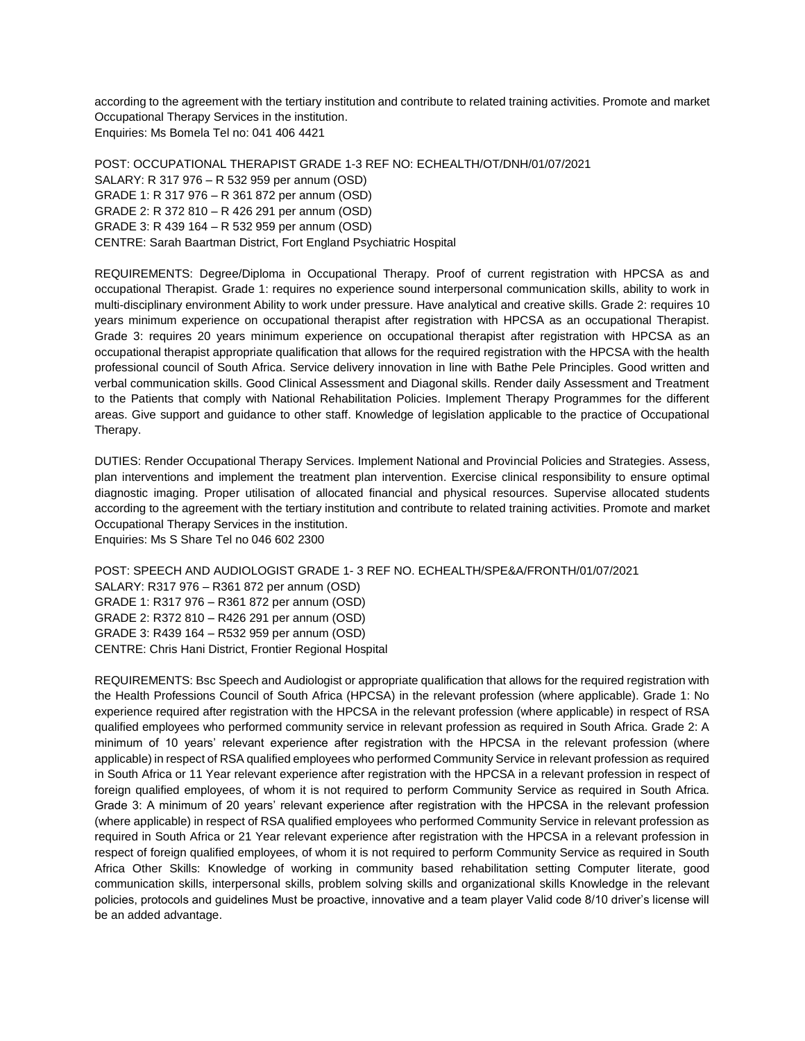according to the agreement with the tertiary institution and contribute to related training activities. Promote and market Occupational Therapy Services in the institution.
Enquiries: Ms Bomela Tel no: 041 406 4421

POST: OCCUPATIONAL THERAPIST GRADE 1-3 REF NO: ECHEALTH/OT/DNH/01/07/2021
SALARY: R 317 976 – R 532 959 per annum (OSD)
GRADE 1: R 317 976 – R 361 872 per annum (OSD)
GRADE 2: R 372 810 – R 426 291 per annum (OSD)
GRADE 3: R 439 164 – R 532 959 per annum (OSD)
CENTRE: Sarah Baartman District, Fort England Psychiatric Hospital

REQUIREMENTS: Degree/Diploma in Occupational Therapy. Proof of current registration with HPCSA as and occupational Therapist. Grade 1: requires no experience sound interpersonal communication skills, ability to work in multi-disciplinary environment Ability to work under pressure. Have analytical and creative skills. Grade 2: requires 10 years minimum experience on occupational therapist after registration with HPCSA as an occupational Therapist. Grade 3: requires 20 years minimum experience on occupational therapist after registration with HPCSA as an occupational therapist appropriate qualification that allows for the required registration with the HPCSA with the health professional council of South Africa. Service delivery innovation in line with Bathe Pele Principles. Good written and verbal communication skills. Good Clinical Assessment and Diagonal skills. Render daily Assessment and Treatment to the Patients that comply with National Rehabilitation Policies. Implement Therapy Programmes for the different areas. Give support and guidance to other staff. Knowledge of legislation applicable to the practice of Occupational Therapy.

DUTIES: Render Occupational Therapy Services. Implement National and Provincial Policies and Strategies. Assess, plan interventions and implement the treatment plan intervention. Exercise clinical responsibility to ensure optimal diagnostic imaging. Proper utilisation of allocated financial and physical resources. Supervise allocated students according to the agreement with the tertiary institution and contribute to related training activities. Promote and market Occupational Therapy Services in the institution.
Enquiries: Ms S Share Tel no 046 602 2300

POST: SPEECH AND AUDIOLOGIST GRADE 1- 3 REF NO. ECHEALTH/SPE&A/FRONTH/01/07/2021
SALARY: R317 976 – R361 872 per annum (OSD)
GRADE 1: R317 976 – R361 872 per annum (OSD)
GRADE 2: R372 810 – R426 291 per annum (OSD)
GRADE 3: R439 164 – R532 959 per annum (OSD)
CENTRE: Chris Hani District, Frontier Regional Hospital

REQUIREMENTS: Bsc Speech and Audiologist or appropriate qualification that allows for the required registration with the Health Professions Council of South Africa (HPCSA) in the relevant profession (where applicable). Grade 1: No experience required after registration with the HPCSA in the relevant profession (where applicable) in respect of RSA qualified employees who performed community service in relevant profession as required in South Africa. Grade 2: A minimum of 10 years' relevant experience after registration with the HPCSA in the relevant profession (where applicable) in respect of RSA qualified employees who performed Community Service in relevant profession as required in South Africa or 11 Year relevant experience after registration with the HPCSA in a relevant profession in respect of foreign qualified employees, of whom it is not required to perform Community Service as required in South Africa. Grade 3: A minimum of 20 years' relevant experience after registration with the HPCSA in the relevant profession (where applicable) in respect of RSA qualified employees who performed Community Service in relevant profession as required in South Africa or 21 Year relevant experience after registration with the HPCSA in a relevant profession in respect of foreign qualified employees, of whom it is not required to perform Community Service as required in South Africa Other Skills: Knowledge of working in community based rehabilitation setting Computer literate, good communication skills, interpersonal skills, problem solving skills and organizational skills Knowledge in the relevant policies, protocols and guidelines Must be proactive, innovative and a team player Valid code 8/10 driver's license will be an added advantage.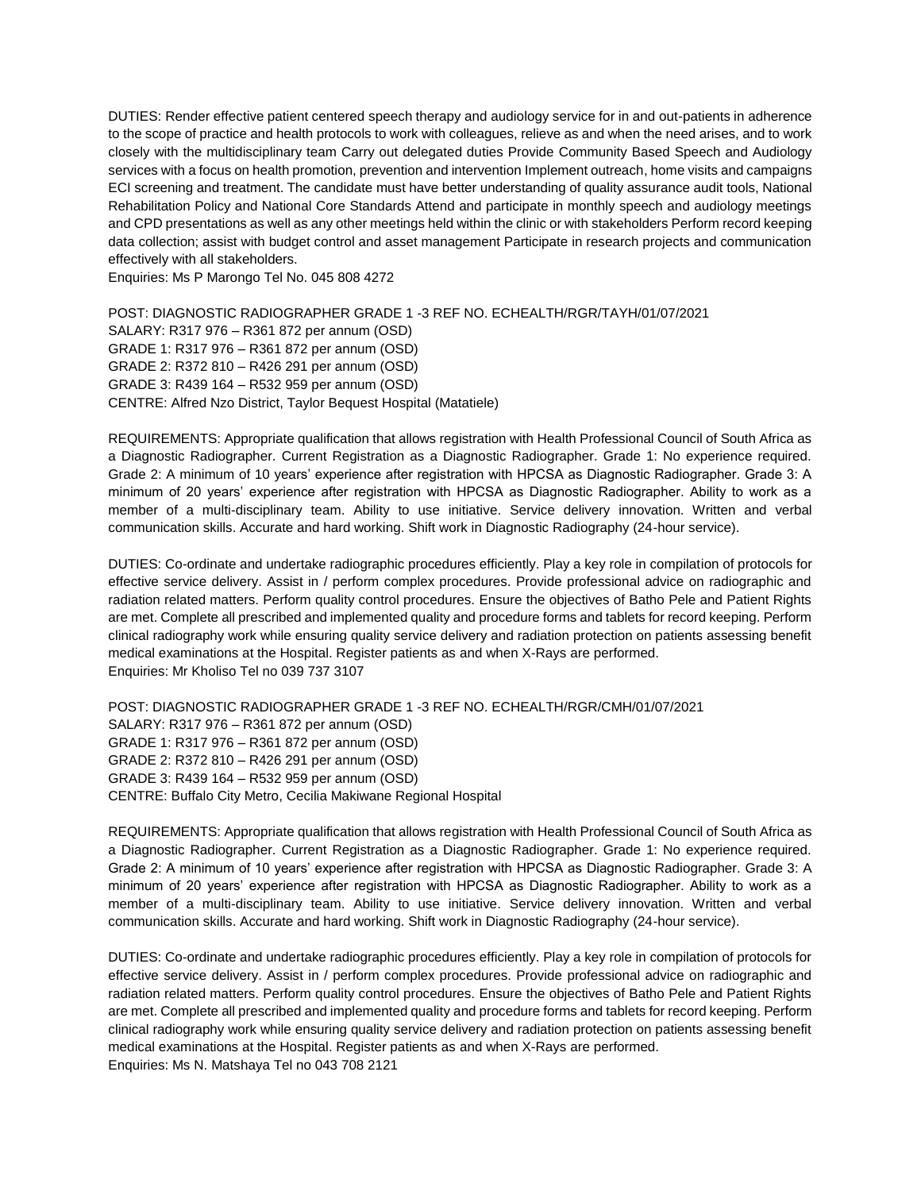DUTIES: Render effective patient centered speech therapy and audiology service for in and out-patients in adherence to the scope of practice and health protocols to work with colleagues, relieve as and when the need arises, and to work closely with the multidisciplinary team Carry out delegated duties Provide Community Based Speech and Audiology services with a focus on health promotion, prevention and intervention Implement outreach, home visits and campaigns ECI screening and treatment. The candidate must have better understanding of quality assurance audit tools, National Rehabilitation Policy and National Core Standards Attend and participate in monthly speech and audiology meetings and CPD presentations as well as any other meetings held within the clinic or with stakeholders Perform record keeping data collection; assist with budget control and asset management Participate in research projects and communication effectively with all stakeholders.

Enquiries: Ms P Marongo Tel No. 045 808 4272

POST: DIAGNOSTIC RADIOGRAPHER GRADE 1 -3 REF NO. ECHEALTH/RGR/TAYH/01/07/2021
SALARY: R317 976 – R361 872 per annum (OSD)
GRADE 1: R317 976 – R361 872 per annum (OSD)
GRADE 2: R372 810 – R426 291 per annum (OSD)
GRADE 3: R439 164 – R532 959 per annum (OSD)
CENTRE: Alfred Nzo District, Taylor Bequest Hospital (Matatiele)

REQUIREMENTS: Appropriate qualification that allows registration with Health Professional Council of South Africa as a Diagnostic Radiographer. Current Registration as a Diagnostic Radiographer. Grade 1: No experience required. Grade 2: A minimum of 10 years' experience after registration with HPCSA as Diagnostic Radiographer. Grade 3: A minimum of 20 years' experience after registration with HPCSA as Diagnostic Radiographer. Ability to work as a member of a multi-disciplinary team. Ability to use initiative. Service delivery innovation. Written and verbal communication skills. Accurate and hard working. Shift work in Diagnostic Radiography (24-hour service).

DUTIES: Co-ordinate and undertake radiographic procedures efficiently. Play a key role in compilation of protocols for effective service delivery. Assist in / perform complex procedures. Provide professional advice on radiographic and radiation related matters. Perform quality control procedures. Ensure the objectives of Batho Pele and Patient Rights are met. Complete all prescribed and implemented quality and procedure forms and tablets for record keeping. Perform clinical radiography work while ensuring quality service delivery and radiation protection on patients assessing benefit medical examinations at the Hospital. Register patients as and when X-Rays are performed.

Enquiries: Mr Kholiso Tel no 039 737 3107

POST: DIAGNOSTIC RADIOGRAPHER GRADE 1 -3 REF NO. ECHEALTH/RGR/CMH/01/07/2021
SALARY: R317 976 – R361 872 per annum (OSD)
GRADE 1: R317 976 – R361 872 per annum (OSD)
GRADE 2: R372 810 – R426 291 per annum (OSD)
GRADE 3: R439 164 – R532 959 per annum (OSD)
CENTRE: Buffalo City Metro, Cecilia Makiwane Regional Hospital

REQUIREMENTS: Appropriate qualification that allows registration with Health Professional Council of South Africa as a Diagnostic Radiographer. Current Registration as a Diagnostic Radiographer. Grade 1: No experience required. Grade 2: A minimum of 10 years' experience after registration with HPCSA as Diagnostic Radiographer. Grade 3: A minimum of 20 years' experience after registration with HPCSA as Diagnostic Radiographer. Ability to work as a member of a multi-disciplinary team. Ability to use initiative. Service delivery innovation. Written and verbal communication skills. Accurate and hard working. Shift work in Diagnostic Radiography (24-hour service).

DUTIES: Co-ordinate and undertake radiographic procedures efficiently. Play a key role in compilation of protocols for effective service delivery. Assist in / perform complex procedures. Provide professional advice on radiographic and radiation related matters. Perform quality control procedures. Ensure the objectives of Batho Pele and Patient Rights are met. Complete all prescribed and implemented quality and procedure forms and tablets for record keeping. Perform clinical radiography work while ensuring quality service delivery and radiation protection on patients assessing benefit medical examinations at the Hospital. Register patients as and when X-Rays are performed.

Enquiries: Ms N. Matshaya Tel no 043 708 2121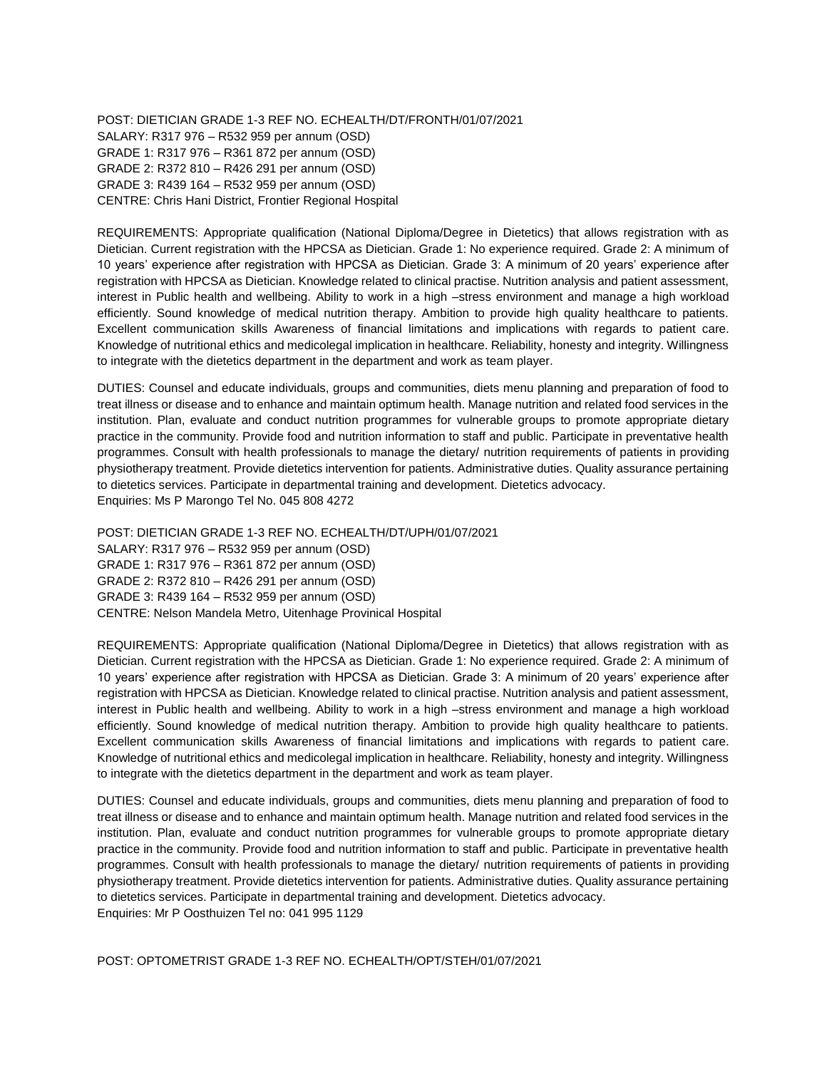POST: DIETICIAN GRADE 1-3 REF NO. ECHEALTH/DT/FRONTH/01/07/2021
SALARY: R317 976 – R532 959 per annum (OSD)
GRADE 1: R317 976 – R361 872 per annum (OSD)
GRADE 2: R372 810 – R426 291 per annum (OSD)
GRADE 3: R439 164 – R532 959 per annum (OSD)
CENTRE: Chris Hani District, Frontier Regional Hospital

REQUIREMENTS: Appropriate qualification (National Diploma/Degree in Dietetics) that allows registration with as Dietician. Current registration with the HPCSA as Dietician. Grade 1: No experience required. Grade 2: A minimum of 10 years' experience after registration with HPCSA as Dietician. Grade 3: A minimum of 20 years' experience after registration with HPCSA as Dietician. Knowledge related to clinical practise. Nutrition analysis and patient assessment, interest in Public health and wellbeing. Ability to work in a high –stress environment and manage a high workload efficiently. Sound knowledge of medical nutrition therapy. Ambition to provide high quality healthcare to patients. Excellent communication skills Awareness of financial limitations and implications with regards to patient care. Knowledge of nutritional ethics and medicolegal implication in healthcare. Reliability, honesty and integrity. Willingness to integrate with the dietetics department in the department and work as team player.

DUTIES: Counsel and educate individuals, groups and communities, diets menu planning and preparation of food to treat illness or disease and to enhance and maintain optimum health. Manage nutrition and related food services in the institution. Plan, evaluate and conduct nutrition programmes for vulnerable groups to promote appropriate dietary practice in the community. Provide food and nutrition information to staff and public. Participate in preventative health programmes. Consult with health professionals to manage the dietary/ nutrition requirements of patients in providing physiotherapy treatment. Provide dietetics intervention for patients. Administrative duties. Quality assurance pertaining to dietetics services. Participate in departmental training and development. Dietetics advocacy.
Enquiries: Ms P Marongo Tel No. 045 808 4272

POST: DIETICIAN GRADE 1-3 REF NO. ECHEALTH/DT/UPH/01/07/2021
SALARY: R317 976 – R532 959 per annum (OSD)
GRADE 1: R317 976 – R361 872 per annum (OSD)
GRADE 2: R372 810 – R426 291 per annum (OSD)
GRADE 3: R439 164 – R532 959 per annum (OSD)
CENTRE: Nelson Mandela Metro, Uitenhage Provinical Hospital

REQUIREMENTS: Appropriate qualification (National Diploma/Degree in Dietetics) that allows registration with as Dietician. Current registration with the HPCSA as Dietician. Grade 1: No experience required. Grade 2: A minimum of 10 years' experience after registration with HPCSA as Dietician. Grade 3: A minimum of 20 years' experience after registration with HPCSA as Dietician. Knowledge related to clinical practise. Nutrition analysis and patient assessment, interest in Public health and wellbeing. Ability to work in a high –stress environment and manage a high workload efficiently. Sound knowledge of medical nutrition therapy. Ambition to provide high quality healthcare to patients. Excellent communication skills Awareness of financial limitations and implications with regards to patient care. Knowledge of nutritional ethics and medicolegal implication in healthcare. Reliability, honesty and integrity. Willingness to integrate with the dietetics department in the department and work as team player.

DUTIES: Counsel and educate individuals, groups and communities, diets menu planning and preparation of food to treat illness or disease and to enhance and maintain optimum health. Manage nutrition and related food services in the institution. Plan, evaluate and conduct nutrition programmes for vulnerable groups to promote appropriate dietary practice in the community. Provide food and nutrition information to staff and public. Participate in preventative health programmes. Consult with health professionals to manage the dietary/ nutrition requirements of patients in providing physiotherapy treatment. Provide dietetics intervention for patients. Administrative duties. Quality assurance pertaining to dietetics services. Participate in departmental training and development. Dietetics advocacy.
Enquiries: Mr P Oosthuizen Tel no: 041 995 1129

POST: OPTOMETRIST GRADE 1-3 REF NO. ECHEALTH/OPT/STEH/01/07/2021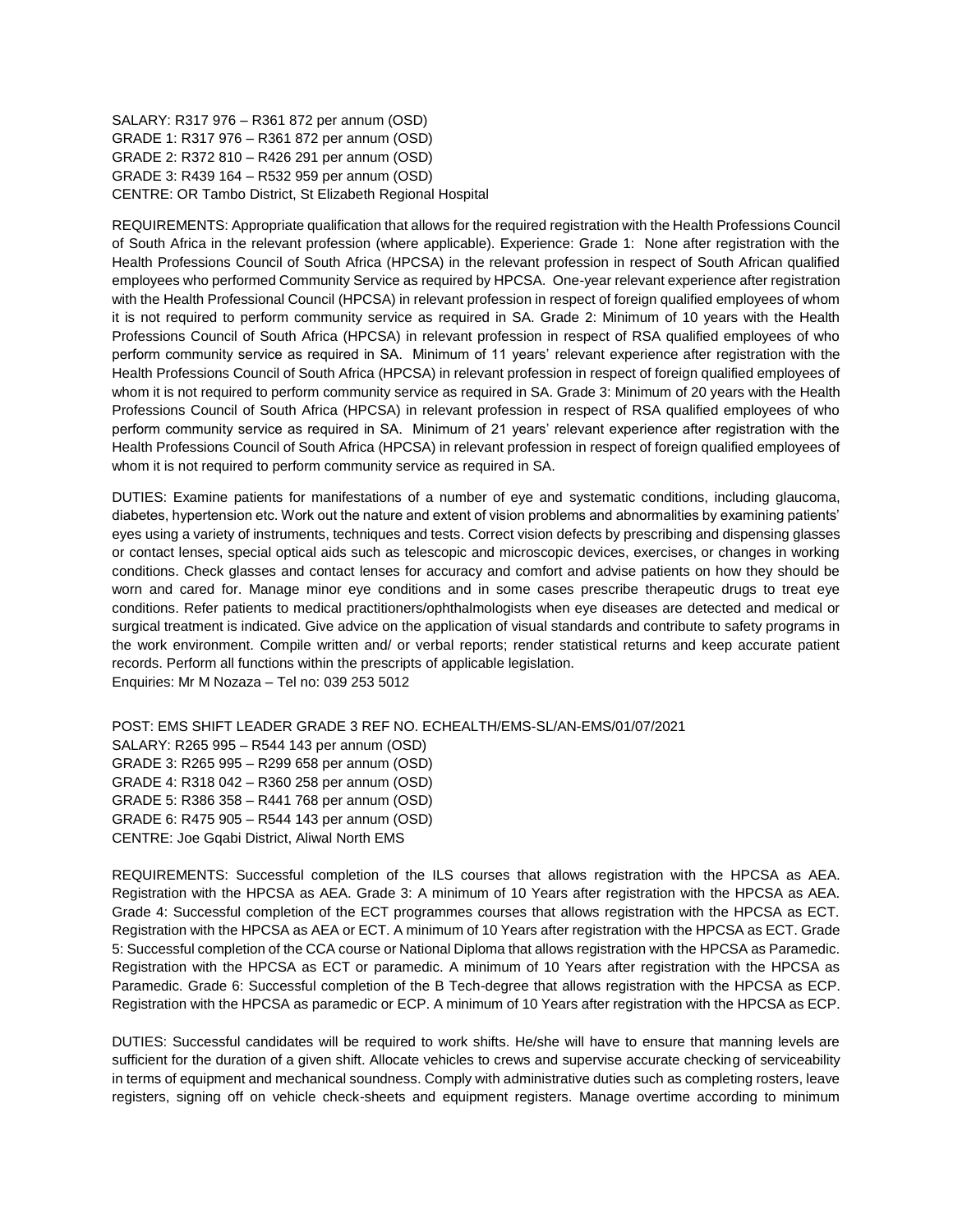SALARY: R317 976 – R361 872 per annum (OSD)
GRADE 1: R317 976 – R361 872 per annum (OSD)
GRADE 2: R372 810 – R426 291 per annum (OSD)
GRADE 3: R439 164 – R532 959 per annum (OSD)
CENTRE: OR Tambo District, St Elizabeth Regional Hospital

REQUIREMENTS: Appropriate qualification that allows for the required registration with the Health Professions Council of South Africa in the relevant profession (where applicable). Experience: Grade 1: None after registration with the Health Professions Council of South Africa (HPCSA) in the relevant profession in respect of South African qualified employees who performed Community Service as required by HPCSA. One-year relevant experience after registration with the Health Professional Council (HPCSA) in relevant profession in respect of foreign qualified employees of whom it is not required to perform community service as required in SA. Grade 2: Minimum of 10 years with the Health Professions Council of South Africa (HPCSA) in relevant profession in respect of RSA qualified employees of who perform community service as required in SA. Minimum of 11 years' relevant experience after registration with the Health Professions Council of South Africa (HPCSA) in relevant profession in respect of foreign qualified employees of whom it is not required to perform community service as required in SA. Grade 3: Minimum of 20 years with the Health Professions Council of South Africa (HPCSA) in relevant profession in respect of RSA qualified employees of who perform community service as required in SA. Minimum of 21 years' relevant experience after registration with the Health Professions Council of South Africa (HPCSA) in relevant profession in respect of foreign qualified employees of whom it is not required to perform community service as required in SA.

DUTIES: Examine patients for manifestations of a number of eye and systematic conditions, including glaucoma, diabetes, hypertension etc. Work out the nature and extent of vision problems and abnormalities by examining patients' eyes using a variety of instruments, techniques and tests. Correct vision defects by prescribing and dispensing glasses or contact lenses, special optical aids such as telescopic and microscopic devices, exercises, or changes in working conditions. Check glasses and contact lenses for accuracy and comfort and advise patients on how they should be worn and cared for. Manage minor eye conditions and in some cases prescribe therapeutic drugs to treat eye conditions. Refer patients to medical practitioners/ophthalmologists when eye diseases are detected and medical or surgical treatment is indicated. Give advice on the application of visual standards and contribute to safety programs in the work environment. Compile written and/ or verbal reports; render statistical returns and keep accurate patient records. Perform all functions within the prescripts of applicable legislation.
Enquiries: Mr M Nozaza – Tel no: 039 253 5012

POST: EMS SHIFT LEADER GRADE 3 REF NO. ECHEALTH/EMS-SL/AN-EMS/01/07/2021
SALARY: R265 995 – R544 143 per annum (OSD)
GRADE 3: R265 995 – R299 658 per annum (OSD)
GRADE 4: R318 042 – R360 258 per annum (OSD)
GRADE 5: R386 358 – R441 768 per annum (OSD)
GRADE 6: R475 905 – R544 143 per annum (OSD)
CENTRE: Joe Gqabi District, Aliwal North EMS

REQUIREMENTS: Successful completion of the ILS courses that allows registration with the HPCSA as AEA. Registration with the HPCSA as AEA. Grade 3: A minimum of 10 Years after registration with the HPCSA as AEA. Grade 4: Successful completion of the ECT programmes courses that allows registration with the HPCSA as ECT. Registration with the HPCSA as AEA or ECT. A minimum of 10 Years after registration with the HPCSA as ECT. Grade 5: Successful completion of the CCA course or National Diploma that allows registration with the HPCSA as Paramedic. Registration with the HPCSA as ECT or paramedic. A minimum of 10 Years after registration with the HPCSA as Paramedic. Grade 6: Successful completion of the B Tech-degree that allows registration with the HPCSA as ECP. Registration with the HPCSA as paramedic or ECP. A minimum of 10 Years after registration with the HPCSA as ECP.

DUTIES: Successful candidates will be required to work shifts. He/she will have to ensure that manning levels are sufficient for the duration of a given shift. Allocate vehicles to crews and supervise accurate checking of serviceability in terms of equipment and mechanical soundness. Comply with administrative duties such as completing rosters, leave registers, signing off on vehicle check-sheets and equipment registers. Manage overtime according to minimum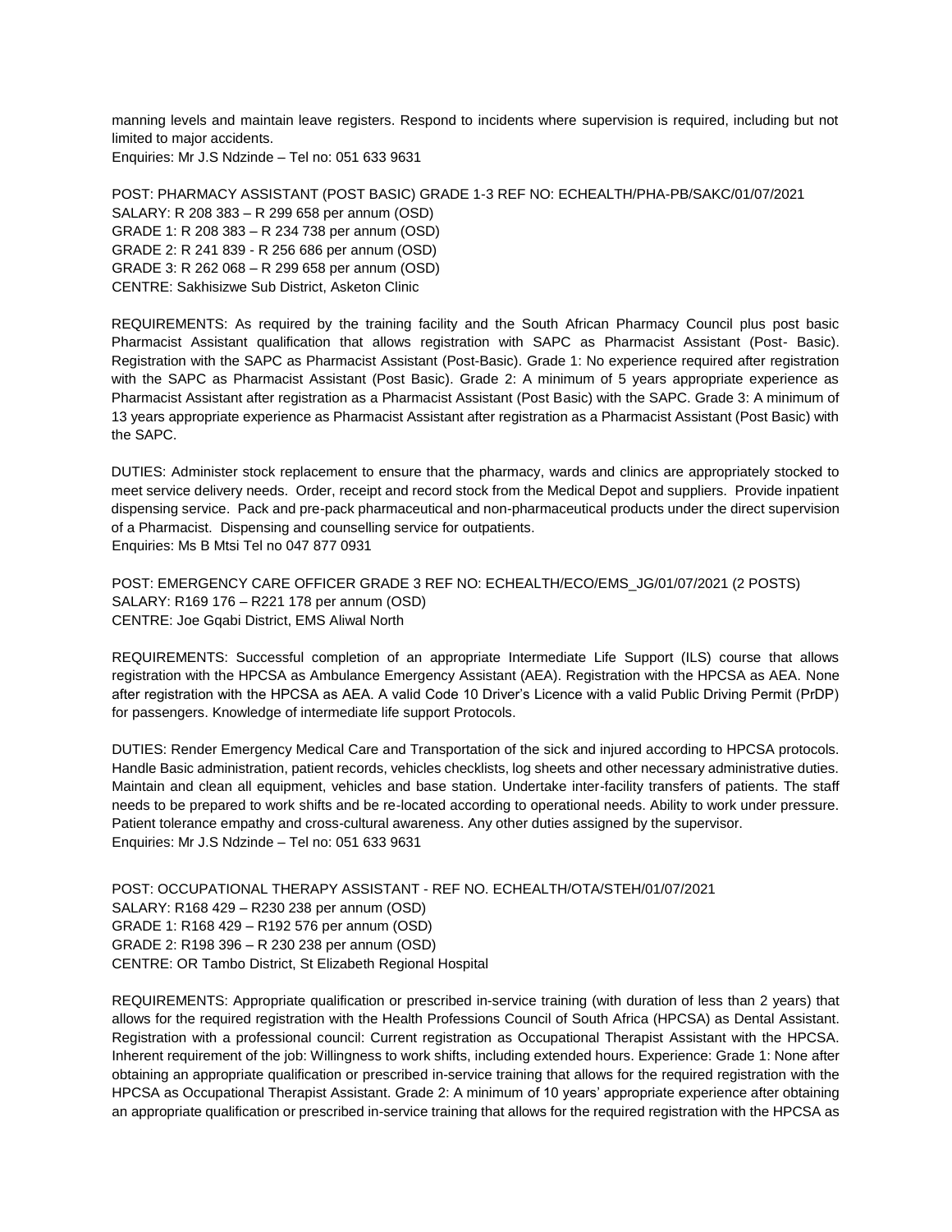manning levels and maintain leave registers. Respond to incidents where supervision is required, including but not limited to major accidents.
Enquiries: Mr J.S Ndzinde – Tel no: 051 633 9631

POST: PHARMACY ASSISTANT (POST BASIC) GRADE 1-3 REF NO: ECHEALTH/PHA-PB/SAKC/01/07/2021
SALARY: R 208 383 – R 299 658 per annum (OSD)
GRADE 1: R 208 383 – R 234 738 per annum (OSD)
GRADE 2: R 241 839 - R 256 686 per annum (OSD)
GRADE 3: R 262 068 – R 299 658 per annum (OSD)
CENTRE: Sakhisizwe Sub District, Asketon Clinic

REQUIREMENTS: As required by the training facility and the South African Pharmacy Council plus post basic Pharmacist Assistant qualification that allows registration with SAPC as Pharmacist Assistant (Post- Basic). Registration with the SAPC as Pharmacist Assistant (Post-Basic). Grade 1: No experience required after registration with the SAPC as Pharmacist Assistant (Post Basic). Grade 2: A minimum of 5 years appropriate experience as Pharmacist Assistant after registration as a Pharmacist Assistant (Post Basic) with the SAPC. Grade 3: A minimum of 13 years appropriate experience as Pharmacist Assistant after registration as a Pharmacist Assistant (Post Basic) with the SAPC.

DUTIES: Administer stock replacement to ensure that the pharmacy, wards and clinics are appropriately stocked to meet service delivery needs. Order, receipt and record stock from the Medical Depot and suppliers. Provide inpatient dispensing service. Pack and pre-pack pharmaceutical and non-pharmaceutical products under the direct supervision of a Pharmacist. Dispensing and counselling service for outpatients.
Enquiries: Ms B Mtsi Tel no 047 877 0931

POST: EMERGENCY CARE OFFICER GRADE 3 REF NO: ECHEALTH/ECO/EMS_JG/01/07/2021 (2 POSTS)
SALARY: R169 176 – R221 178 per annum (OSD)
CENTRE: Joe Gqabi District, EMS Aliwal North

REQUIREMENTS: Successful completion of an appropriate Intermediate Life Support (ILS) course that allows registration with the HPCSA as Ambulance Emergency Assistant (AEA). Registration with the HPCSA as AEA. None after registration with the HPCSA as AEA. A valid Code 10 Driver's Licence with a valid Public Driving Permit (PrDP) for passengers. Knowledge of intermediate life support Protocols.

DUTIES: Render Emergency Medical Care and Transportation of the sick and injured according to HPCSA protocols. Handle Basic administration, patient records, vehicles checklists, log sheets and other necessary administrative duties. Maintain and clean all equipment, vehicles and base station. Undertake inter-facility transfers of patients. The staff needs to be prepared to work shifts and be re-located according to operational needs. Ability to work under pressure. Patient tolerance empathy and cross-cultural awareness. Any other duties assigned by the supervisor.
Enquiries: Mr J.S Ndzinde – Tel no: 051 633 9631

POST: OCCUPATIONAL THERAPY ASSISTANT - REF NO. ECHEALTH/OTA/STEH/01/07/2021
SALARY: R168 429 – R230 238 per annum (OSD)
GRADE 1: R168 429 – R192 576 per annum (OSD)
GRADE 2: R198 396 – R 230 238 per annum (OSD)
CENTRE: OR Tambo District, St Elizabeth Regional Hospital

REQUIREMENTS: Appropriate qualification or prescribed in-service training (with duration of less than 2 years) that allows for the required registration with the Health Professions Council of South Africa (HPCSA) as Dental Assistant. Registration with a professional council: Current registration as Occupational Therapist Assistant with the HPCSA. Inherent requirement of the job: Willingness to work shifts, including extended hours. Experience: Grade 1: None after obtaining an appropriate qualification or prescribed in-service training that allows for the required registration with the HPCSA as Occupational Therapist Assistant. Grade 2: A minimum of 10 years' appropriate experience after obtaining an appropriate qualification or prescribed in-service training that allows for the required registration with the HPCSA as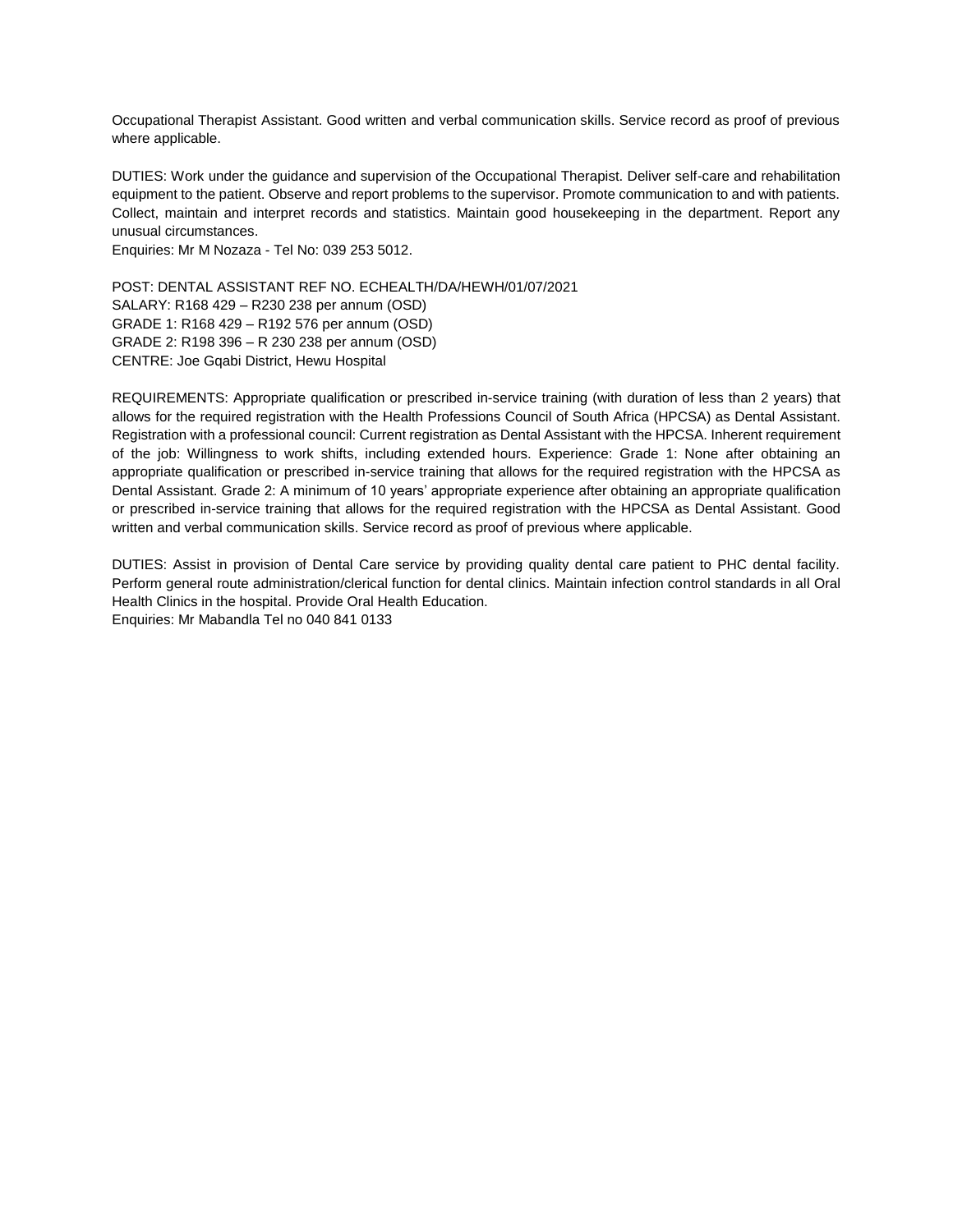Occupational Therapist Assistant. Good written and verbal communication skills. Service record as proof of previous where applicable.

DUTIES: Work under the guidance and supervision of the Occupational Therapist. Deliver self-care and rehabilitation equipment to the patient. Observe and report problems to the supervisor. Promote communication to and with patients. Collect, maintain and interpret records and statistics. Maintain good housekeeping in the department. Report any unusual circumstances.
Enquiries: Mr M Nozaza - Tel No: 039 253 5012.

POST: DENTAL ASSISTANT REF NO. ECHEALTH/DA/HEWH/01/07/2021
SALARY: R168 429 – R230 238 per annum (OSD)
GRADE 1: R168 429 – R192 576 per annum (OSD)
GRADE 2: R198 396 – R 230 238 per annum (OSD)
CENTRE: Joe Gqabi District, Hewu Hospital

REQUIREMENTS: Appropriate qualification or prescribed in-service training (with duration of less than 2 years) that allows for the required registration with the Health Professions Council of South Africa (HPCSA) as Dental Assistant. Registration with a professional council: Current registration as Dental Assistant with the HPCSA. Inherent requirement of the job: Willingness to work shifts, including extended hours. Experience: Grade 1: None after obtaining an appropriate qualification or prescribed in-service training that allows for the required registration with the HPCSA as Dental Assistant. Grade 2: A minimum of 10 years' appropriate experience after obtaining an appropriate qualification or prescribed in-service training that allows for the required registration with the HPCSA as Dental Assistant. Good written and verbal communication skills. Service record as proof of previous where applicable.

DUTIES: Assist in provision of Dental Care service by providing quality dental care patient to PHC dental facility. Perform general route administration/clerical function for dental clinics. Maintain infection control standards in all Oral Health Clinics in the hospital. Provide Oral Health Education.
Enquiries: Mr Mabandla Tel no 040 841 0133